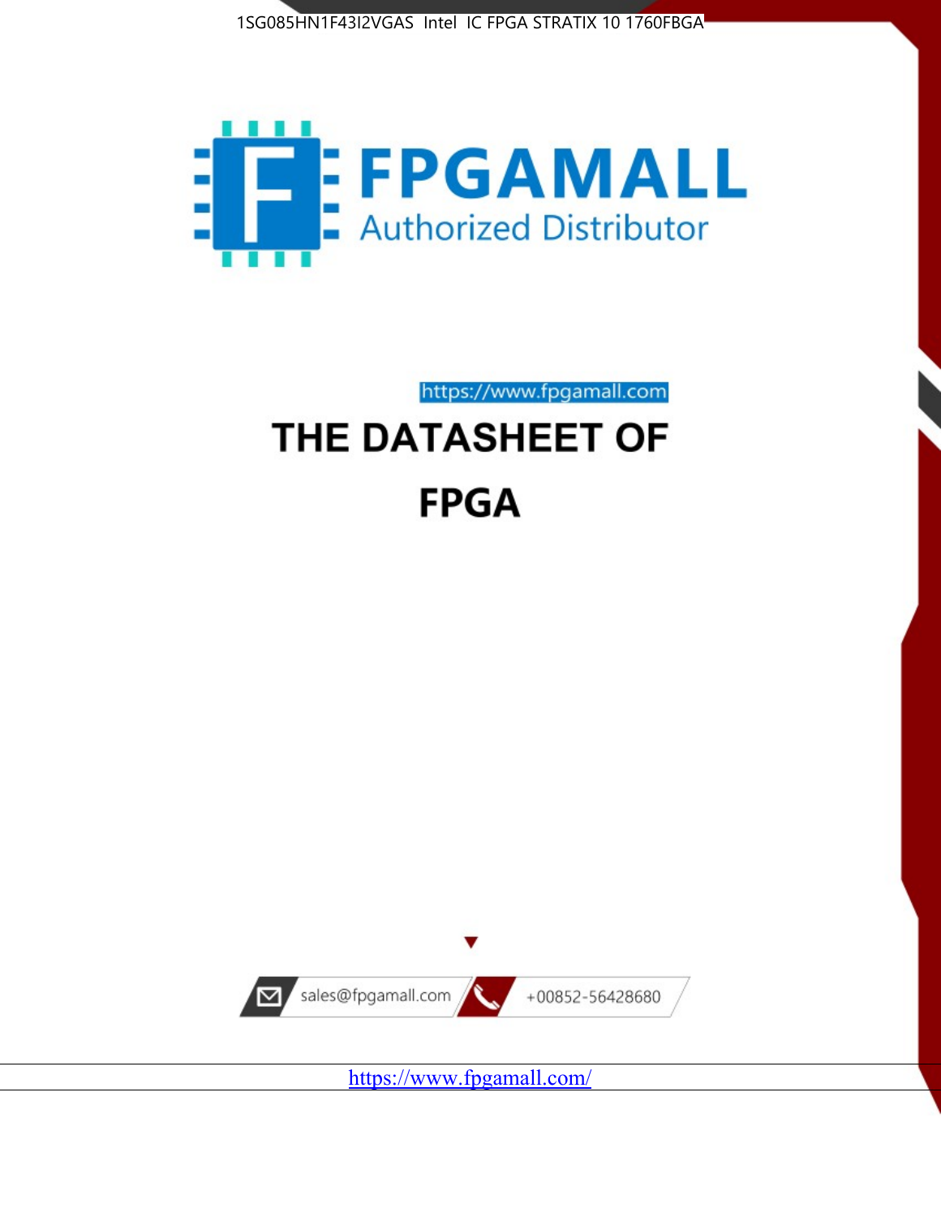1SG085HN1F43I2VGAS Intel IC FPGA STRATIX 10 1760FBGA

FPGAMALL

Authorized Distributor

https://www.fpgamall.com

# THE DATASHEET OF

# FPGA

sales@fpgamall.com

+00852-56428680

https://www.fpgamall.com/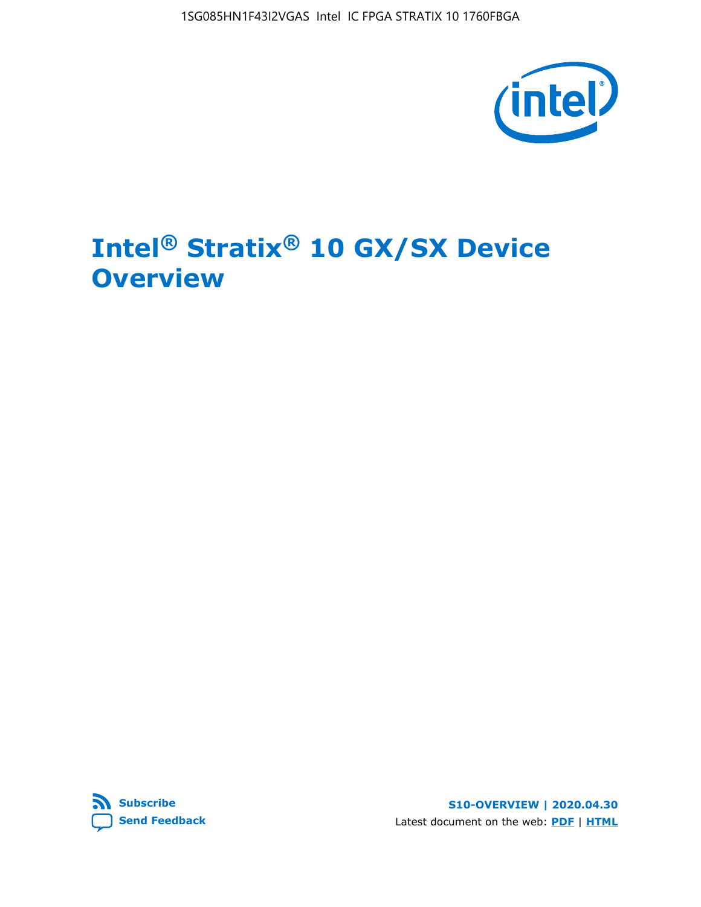# Intel® Stratix® 10 GX/SX Device Overview

**S10-OVERVIEW | 2020.04.30**

Latest document on the web: **PDF** | **HTML**

**Subscribe**

**Send Feedback**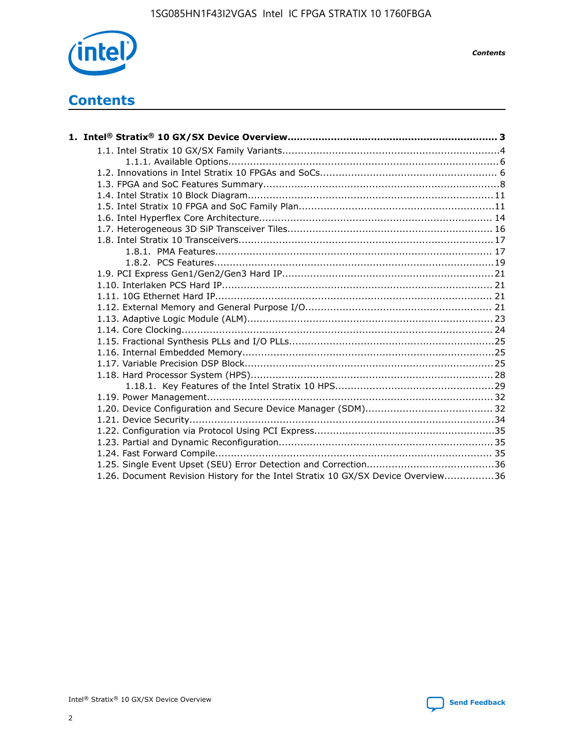# Contents

**1. Intel® Stratix® 10 GX/SX Device Overview.................................................................... 3**

- 1.1. Intel Stratix 10 GX/SX Family Variants......................................................................4
  - 1.1.1. Available Options.......................................................................................6
- 1.2. Innovations in Intel Stratix 10 FPGAs and SoCs......................................................... 6
- 1.3. FPGA and SoC Features Summary............................................................................8
- 1.4. Intel Stratix 10 Block Diagram................................................................................11
- 1.5. Intel Stratix 10 FPGA and SoC Family Plan................................................................11
- 1.6. Intel Hyperflex Core Architecture............................................................................ 14
- 1.7. Heterogeneous 3D SiP Transceiver Tiles.................................................................. 16
- 1.8. Intel Stratix 10 Transceivers...................................................................................17
  - 1.8.1. PMA Features.......................................................................................... 17
  - 1.8.2. PCS Features...........................................................................................19
- 1.9. PCI Express Gen1/Gen2/Gen3 Hard IP.....................................................................21
- 1.10. Interlaken PCS Hard IP........................................................................................ 21
- 1.11. 10G Ethernet Hard IP.......................................................................................... 21
- 1.12. External Memory and General Purpose I/O............................................................. 21
- 1.13. Adaptive Logic Module (ALM)................................................................................ 23
- 1.14. Core Clocking..................................................................................................... 24
- 1.15. Fractional Synthesis PLLs and I/O PLLs..................................................................25
- 1.16. Internal Embedded Memory..................................................................................25
- 1.17. Variable Precision DSP Block.................................................................................25
- 1.18. Hard Processor System (HPS)...............................................................................28
  - 1.18.1. Key Features of the Intel Stratix 10 HPS...................................................29
- 1.19. Power Management............................................................................................ 32
- 1.20. Device Configuration and Secure Device Manager (SDM)......................................... 32
- 1.21. Device Security...................................................................................................34
- 1.22. Configuration via Protocol Using PCI Express...........................................................35
- 1.23. Partial and Dynamic Reconfiguration..................................................................... 35
- 1.24. Fast Forward Compile.......................................................................................... 35
- 1.25. Single Event Upset (SEU) Error Detection and Correction.........................................36
- 1.26. Document Revision History for the Intel Stratix 10 GX/SX Device Overview................36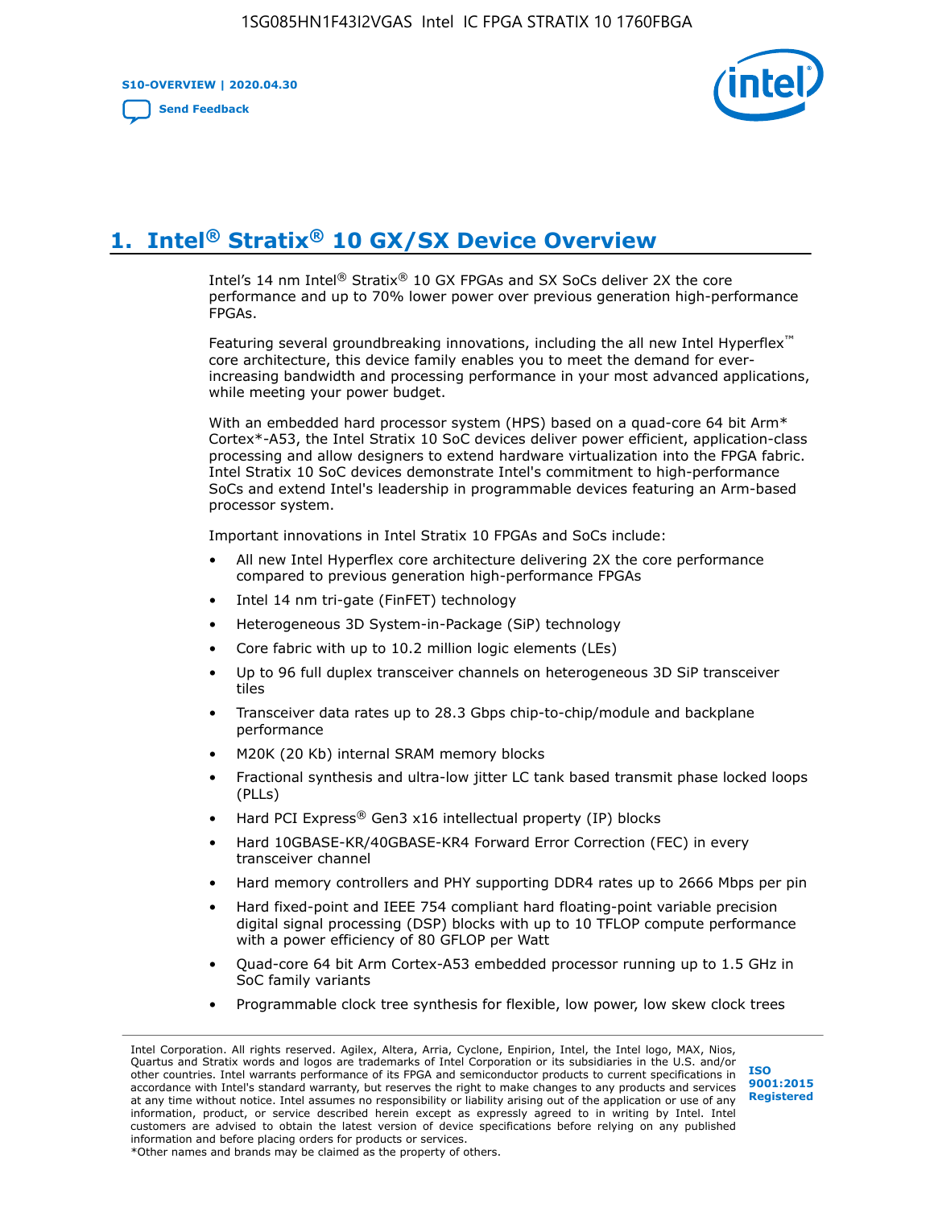# 1. Intel® Stratix® 10 GX/SX Device Overview

Intel's 14 nm Intel® Stratix® 10 GX FPGAs and SX SoCs deliver 2X the core performance and up to 70% lower power over previous generation high-performance FPGAs.

Featuring several groundbreaking innovations, including the all new Intel Hyperflex™ core architecture, this device family enables you to meet the demand for ever-increasing bandwidth and processing performance in your most advanced applications, while meeting your power budget.

With an embedded hard processor system (HPS) based on a quad-core 64 bit Arm* Cortex*-A53, the Intel Stratix 10 SoC devices deliver power efficient, application-class processing and allow designers to extend hardware virtualization into the FPGA fabric. Intel Stratix 10 SoC devices demonstrate Intel's commitment to high-performance SoCs and extend Intel's leadership in programmable devices featuring an Arm-based processor system.

Important innovations in Intel Stratix 10 FPGAs and SoCs include:

- All new Intel Hyperflex core architecture delivering 2X the core performance compared to previous generation high-performance FPGAs
- Intel 14 nm tri-gate (FinFET) technology
- Heterogeneous 3D System-in-Package (SiP) technology
- Core fabric with up to 10.2 million logic elements (LEs)
- Up to 96 full duplex transceiver channels on heterogeneous 3D SiP transceiver tiles
- Transceiver data rates up to 28.3 Gbps chip-to-chip/module and backplane performance
- M20K (20 Kb) internal SRAM memory blocks
- Fractional synthesis and ultra-low jitter LC tank based transmit phase locked loops (PLLs)
- Hard PCI Express® Gen3 x16 intellectual property (IP) blocks
- Hard 10GBASE-KR/40GBASE-KR4 Forward Error Correction (FEC) in every transceiver channel
- Hard memory controllers and PHY supporting DDR4 rates up to 2666 Mbps per pin
- Hard fixed-point and IEEE 754 compliant hard floating-point variable precision digital signal processing (DSP) blocks with up to 10 TFLOP compute performance with a power efficiency of 80 GFLOP per Watt
- Quad-core 64 bit Arm Cortex-A53 embedded processor running up to 1.5 GHz in SoC family variants
- Programmable clock tree synthesis for flexible, low power, low skew clock trees

Intel Corporation. All rights reserved. Agilex, Altera, Arria, Cyclone, Enpirion, Intel, the Intel logo, MAX, Nios, Quartus and Stratix words and logos are trademarks of Intel Corporation or its subsidiaries in the U.S. and/or other countries. Intel warrants performance of its FPGA and semiconductor products to current specifications in accordance with Intel's standard warranty, but reserves the right to make changes to any products and services at any time without notice. Intel assumes no responsibility or liability arising out of the application or use of any information, product, or service described herein except as expressly agreed to in writing by Intel. Intel customers are advised to obtain the latest version of device specifications before relying on any published information and before placing orders for products or services.
*Other names and brands may be claimed as the property of others.

ISO 9001:2015 Registered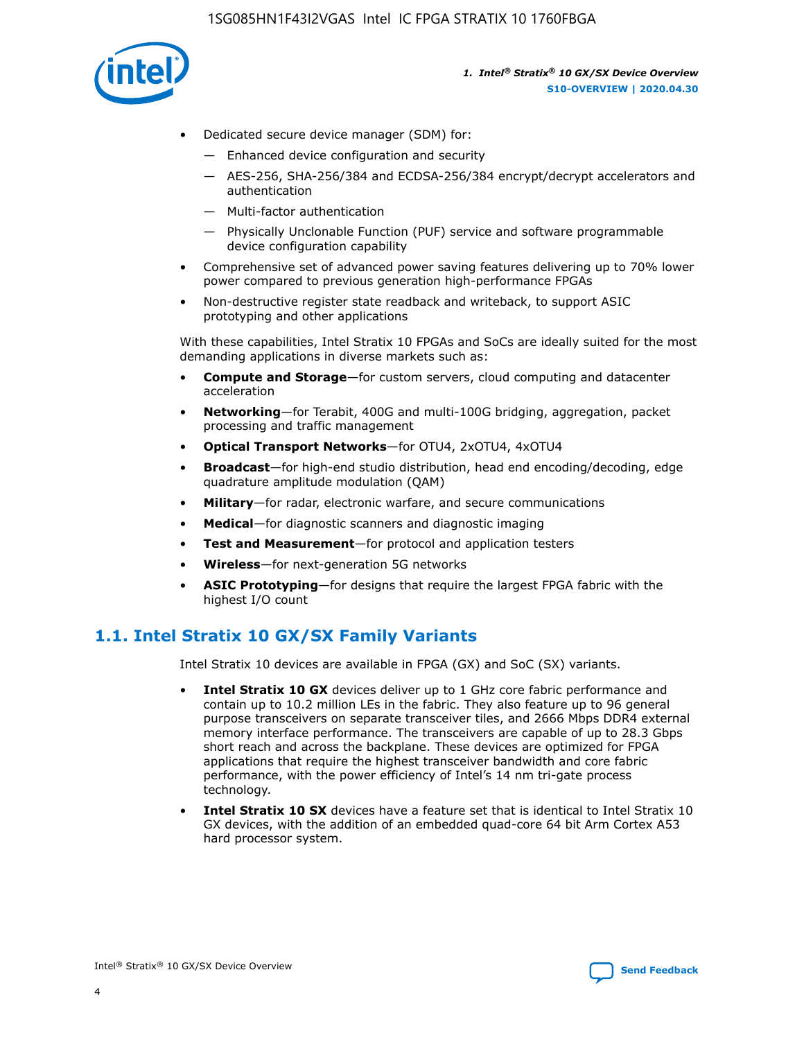- Dedicated secure device manager (SDM) for:
  - — Enhanced device configuration and security
  - — AES-256, SHA-256/384 and ECDSA-256/384 encrypt/decrypt accelerators and authentication
  - — Multi-factor authentication
  - — Physically Unclonable Function (PUF) service and software programmable device configuration capability
- Comprehensive set of advanced power saving features delivering up to 70% lower power compared to previous generation high-performance FPGAs
- Non-destructive register state readback and writeback, to support ASIC prototyping and other applications

With these capabilities, Intel Stratix 10 FPGAs and SoCs are ideally suited for the most demanding applications in diverse markets such as:

- **Compute and Storage**—for custom servers, cloud computing and datacenter acceleration
- **Networking**—for Terabit, 400G and multi-100G bridging, aggregation, packet processing and traffic management
- **Optical Transport Networks**—for OTU4, 2xOTU4, 4xOTU4
- **Broadcast**—for high-end studio distribution, head end encoding/decoding, edge quadrature amplitude modulation (QAM)
- **Military**—for radar, electronic warfare, and secure communications
- **Medical**—for diagnostic scanners and diagnostic imaging
- **Test and Measurement**—for protocol and application testers
- **Wireless**—for next-generation 5G networks
- **ASIC Prototyping**—for designs that require the largest FPGA fabric with the highest I/O count

## 1.1. Intel Stratix 10 GX/SX Family Variants

Intel Stratix 10 devices are available in FPGA (GX) and SoC (SX) variants.

- **Intel Stratix 10 GX** devices deliver up to 1 GHz core fabric performance and contain up to 10.2 million LEs in the fabric. They also feature up to 96 general purpose transceivers on separate transceiver tiles, and 2666 Mbps DDR4 external memory interface performance. The transceivers are capable of up to 28.3 Gbps short reach and across the backplane. These devices are optimized for FPGA applications that require the highest transceiver bandwidth and core fabric performance, with the power efficiency of Intel's 14 nm tri-gate process technology.
- **Intel Stratix 10 SX** devices have a feature set that is identical to Intel Stratix 10 GX devices, with the addition of an embedded quad-core 64 bit Arm Cortex A53 hard processor system.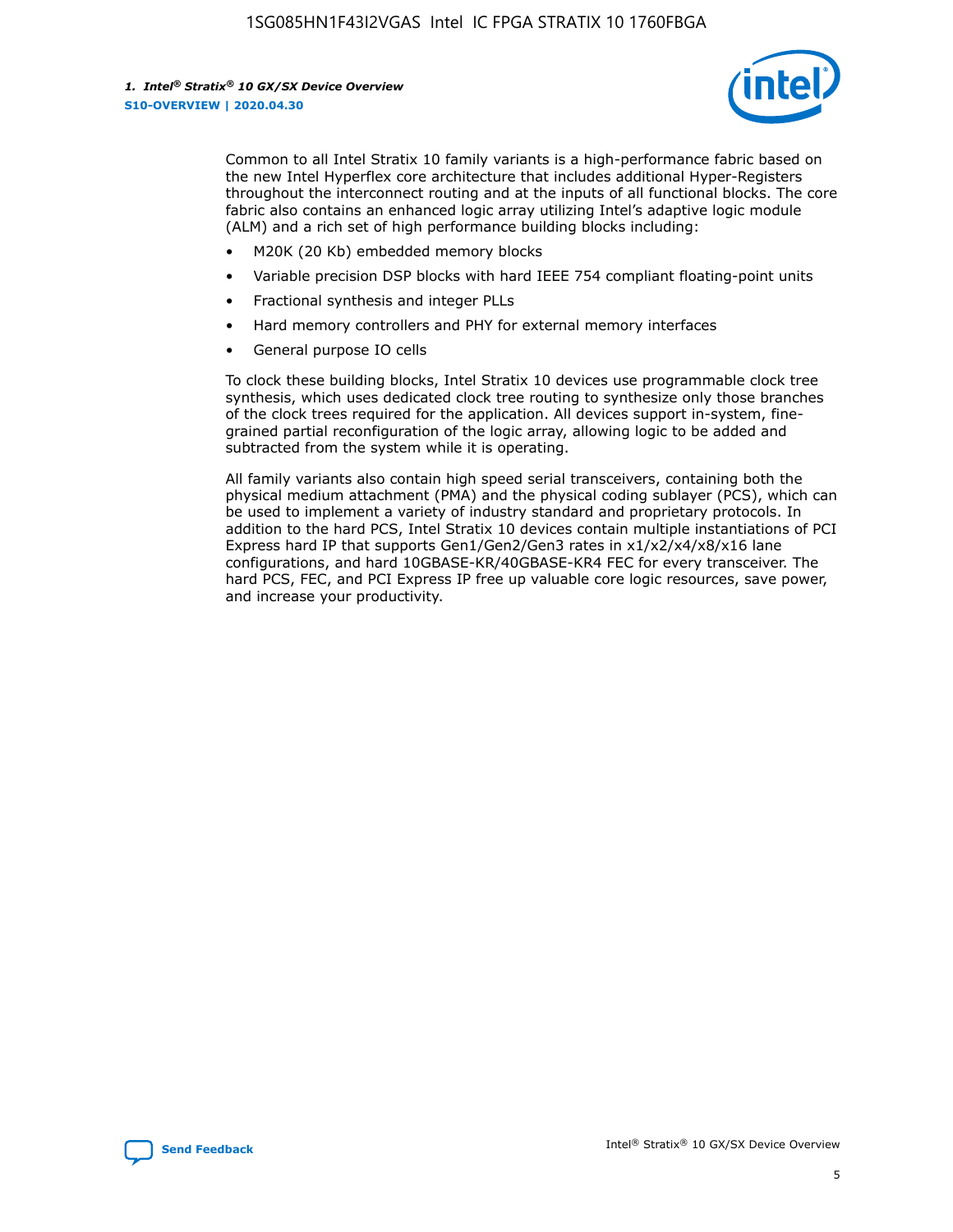Common to all Intel Stratix 10 family variants is a high-performance fabric based on the new Intel Hyperflex core architecture that includes additional Hyper-Registers throughout the interconnect routing and at the inputs of all functional blocks. The core fabric also contains an enhanced logic array utilizing Intel's adaptive logic module (ALM) and a rich set of high performance building blocks including:

- M20K (20 Kb) embedded memory blocks
- Variable precision DSP blocks with hard IEEE 754 compliant floating-point units
- Fractional synthesis and integer PLLs
- Hard memory controllers and PHY for external memory interfaces
- General purpose IO cells

To clock these building blocks, Intel Stratix 10 devices use programmable clock tree synthesis, which uses dedicated clock tree routing to synthesize only those branches of the clock trees required for the application. All devices support in-system, fine-grained partial reconfiguration of the logic array, allowing logic to be added and subtracted from the system while it is operating.

All family variants also contain high speed serial transceivers, containing both the physical medium attachment (PMA) and the physical coding sublayer (PCS), which can be used to implement a variety of industry standard and proprietary protocols. In addition to the hard PCS, Intel Stratix 10 devices contain multiple instantiations of PCI Express hard IP that supports Gen1/Gen2/Gen3 rates in x1/x2/x4/x8/x16 lane configurations, and hard 10GBASE-KR/40GBASE-KR4 FEC for every transceiver. The hard PCS, FEC, and PCI Express IP free up valuable core logic resources, save power, and increase your productivity.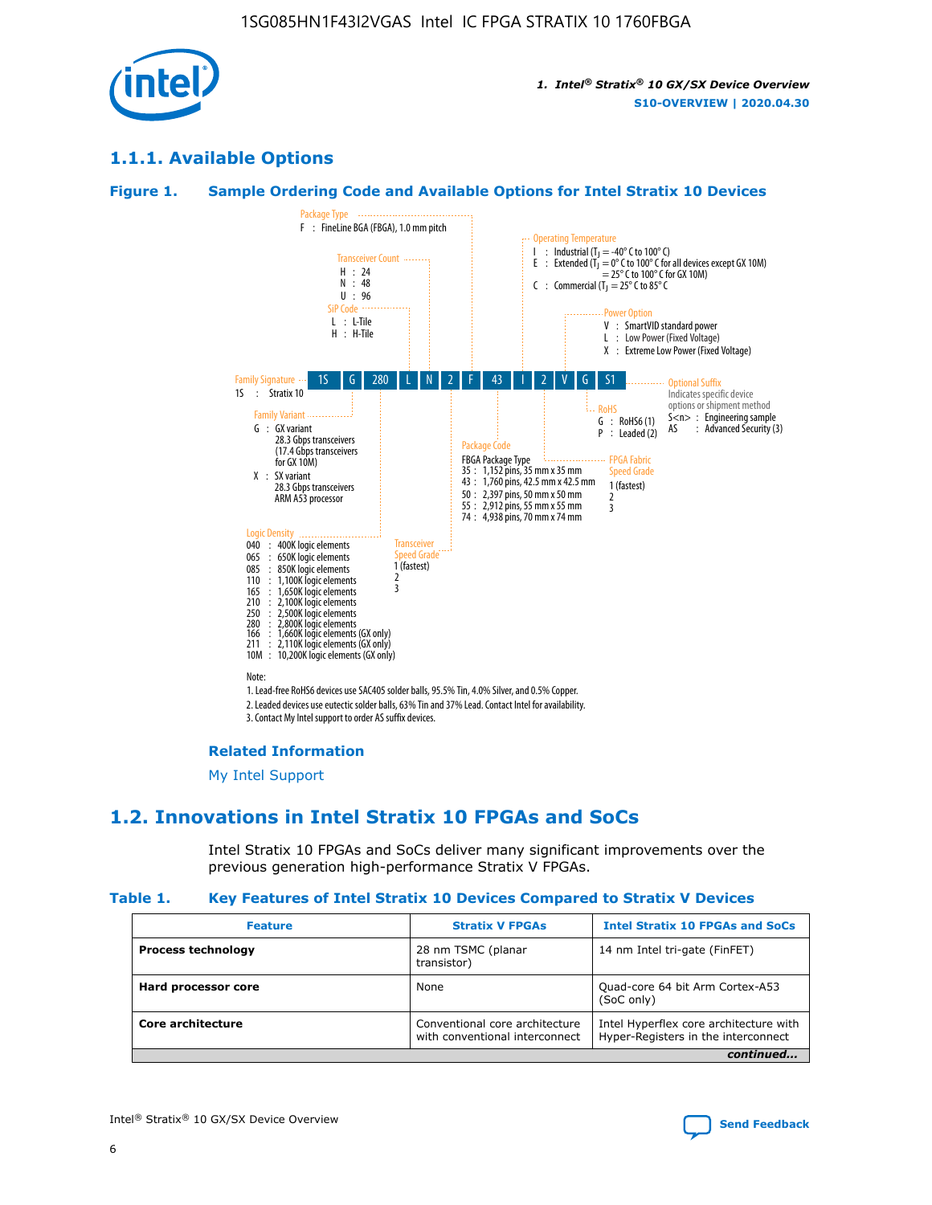## 1.1.1. Available Options

### Figure 1. Sample Ordering Code and Available Options for Intel Stratix 10 Devices

| 1S | G | 280 | L | N | 2 | F | 43 | I | 2 | V | G | S1 |
|---|---|---|---|---|---|---|---|---|---|---|---|---|

**Family Signature**
1S : Stratix 10

**Family Variant**
G : GX variant
28.3 Gbps transceivers
(17.4 Gbps transceivers for GX 10M)
X : SX variant
28.3 Gbps transceivers
ARM A53 processor

**Logic Density**
040 : 400K logic elements
065 : 650K logic elements
085 : 850K logic elements
110 : 1,100K logic elements
165 : 1,650K logic elements
210 : 2,100K logic elements
250 : 2,500K logic elements
280 : 2,800K logic elements
166 : 1,660K logic elements (GX only)
211 : 2,110K logic elements (GX only)
10M : 10,200K logic elements (GX only)

**SiP Code**
L : L-Tile
H : H-Tile

**Transceiver Count**
H : 24
N : 48
U : 96

**Transceiver Speed Grade**
1 (fastest)
2
3

**Package Type**
F : FineLine BGA (FBGA), 1.0 mm pitch

**Package Code**
FBGA Package Type
35 : 1,152 pins, 35 mm x 35 mm
43 : 1,760 pins, 42.5 mm x 42.5 mm
50 : 2,397 pins, 50 mm x 50 mm
55 : 2,912 pins, 55 mm x 55 mm
74 : 4,938 pins, 70 mm x 74 mm

**Operating Temperature**
I : Industrial ($T_J$ = -40° C to 100° C)
E : Extended ($T_J$ = 0° C to 100° C for all devices except GX 10M) = 25° C to 100° C for GX 10M)
C : Commercial ($T_J$ = 25° C to 85° C

**FPGA Fabric Speed Grade**
1 (fastest)
2
3

**Power Option**
V : SmartVID standard power
L : Low Power (Fixed Voltage)
X : Extreme Low Power (Fixed Voltage)

**RoHS**
G : RoHS6 (1)
P : Leaded (2)

**Optional Suffix**
Indicates specific device options or shipment method
S<n> : Engineering sample
AS : Advanced Security (3)

Note:
1. Lead-free RoHS6 devices use SAC405 solder balls, 95.5% Tin, 4.0% Silver, and 0.5% Copper.
2. Leaded devices use eutectic solder balls, 63% Tin and 37% Lead. Contact Intel for availability.
3. Contact My Intel support to order AS suffix devices.

#### Related Information

My Intel Support

## 1.2. Innovations in Intel Stratix 10 FPGAs and SoCs

Intel Stratix 10 FPGAs and SoCs deliver many significant improvements over the previous generation high-performance Stratix V FPGAs.

### Table 1. Key Features of Intel Stratix 10 Devices Compared to Stratix V Devices

| Feature | Stratix V FPGAs | Intel Stratix 10 FPGAs and SoCs |
|---|---|---|
| **Process technology** | 28 nm TSMC (planar transistor) | 14 nm Intel tri-gate (FinFET) |
| **Hard processor core** | None | Quad-core 64 bit Arm Cortex-A53 (SoC only) |
| **Core architecture** | Conventional core architecture with conventional interconnect | Intel Hyperflex core architecture with Hyper-Registers in the interconnect |

*continued...*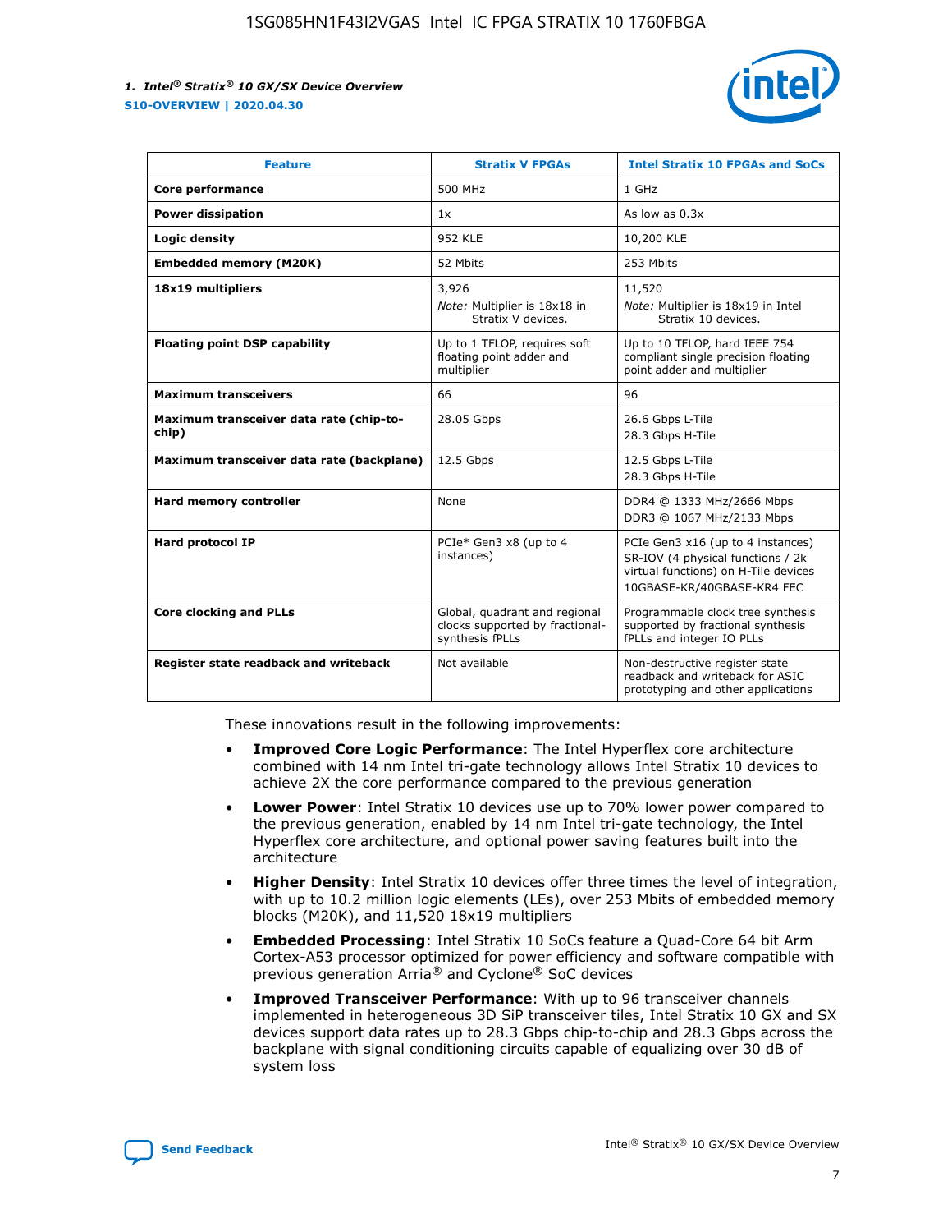| Feature | Stratix V FPGAs | Intel Stratix 10 FPGAs and SoCs |
|---|---|---|
| **Core performance** | 500 MHz | 1 GHz |
| **Power dissipation** | 1x | As low as 0.3x |
| **Logic density** | 952 KLE | 10,200 KLE |
| **Embedded memory (M20K)** | 52 Mbits | 253 Mbits |
| **18x19 multipliers** | 3,926<br>*Note:* Multiplier is 18x18 in Stratix V devices. | 11,520<br>*Note:* Multiplier is 18x19 in Intel Stratix 10 devices. |
| **Floating point DSP capability** | Up to 1 TFLOP, requires soft floating point adder and multiplier | Up to 10 TFLOP, hard IEEE 754 compliant single precision floating point adder and multiplier |
| **Maximum transceivers** | 66 | 96 |
| **Maximum transceiver data rate (chip-to-chip)** | 28.05 Gbps | 26.6 Gbps L-Tile<br>28.3 Gbps H-Tile |
| **Maximum transceiver data rate (backplane)** | 12.5 Gbps | 12.5 Gbps L-Tile<br>28.3 Gbps H-Tile |
| **Hard memory controller** | None | DDR4 @ 1333 MHz/2666 Mbps<br>DDR3 @ 1067 MHz/2133 Mbps |
| **Hard protocol IP** | PCIe* Gen3 x8 (up to 4 instances) | PCIe Gen3 x16 (up to 4 instances)<br>SR-IOV (4 physical functions / 2k virtual functions) on H-Tile devices<br>10GBASE-KR/40GBASE-KR4 FEC |
| **Core clocking and PLLs** | Global, quadrant and regional clocks supported by fractional-synthesis fPLLs | Programmable clock tree synthesis supported by fractional synthesis fPLLs and integer IO PLLs |
| **Register state readback and writeback** | Not available | Non-destructive register state readback and writeback for ASIC prototyping and other applications |

These innovations result in the following improvements:

- **Improved Core Logic Performance**: The Intel Hyperflex core architecture combined with 14 nm Intel tri-gate technology allows Intel Stratix 10 devices to achieve 2X the core performance compared to the previous generation
- **Lower Power**: Intel Stratix 10 devices use up to 70% lower power compared to the previous generation, enabled by 14 nm Intel tri-gate technology, the Intel Hyperflex core architecture, and optional power saving features built into the architecture
- **Higher Density**: Intel Stratix 10 devices offer three times the level of integration, with up to 10.2 million logic elements (LEs), over 253 Mbits of embedded memory blocks (M20K), and 11,520 18x19 multipliers
- **Embedded Processing**: Intel Stratix 10 SoCs feature a Quad-Core 64 bit Arm Cortex-A53 processor optimized for power efficiency and software compatible with previous generation Arria® and Cyclone® SoC devices
- **Improved Transceiver Performance**: With up to 96 transceiver channels implemented in heterogeneous 3D SiP transceiver tiles, Intel Stratix 10 GX and SX devices support data rates up to 28.3 Gbps chip-to-chip and 28.3 Gbps across the backplane with signal conditioning circuits capable of equalizing over 30 dB of system loss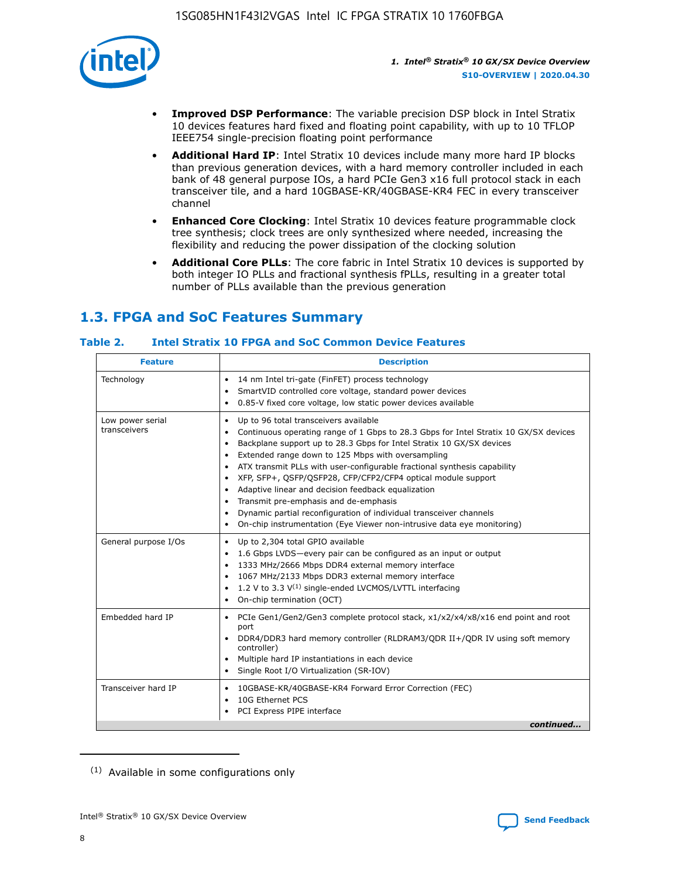- **Improved DSP Performance**: The variable precision DSP block in Intel Stratix 10 devices features hard fixed and floating point capability, with up to 10 TFLOP IEEE754 single-precision floating point performance
- **Additional Hard IP**: Intel Stratix 10 devices include many more hard IP blocks than previous generation devices, with a hard memory controller included in each bank of 48 general purpose IOs, a hard PCIe Gen3 x16 full protocol stack in each transceiver tile, and a hard 10GBASE-KR/40GBASE-KR4 FEC in every transceiver channel
- **Enhanced Core Clocking**: Intel Stratix 10 devices feature programmable clock tree synthesis; clock trees are only synthesized where needed, increasing the flexibility and reducing the power dissipation of the clocking solution
- **Additional Core PLLs**: The core fabric in Intel Stratix 10 devices is supported by both integer IO PLLs and fractional synthesis fPLLs, resulting in a greater total number of PLLs available than the previous generation

## 1.3. FPGA and SoC Features Summary

### Table 2. Intel Stratix 10 FPGA and SoC Common Device Features

| Feature | Description |
|---|---|
| Technology | • 14 nm Intel tri-gate (FinFET) process technology<br>• SmartVID controlled core voltage, standard power devices<br>• 0.85-V fixed core voltage, low static power devices available |
| Low power serial transceivers | • Up to 96 total transceivers available<br>• Continuous operating range of 1 Gbps to 28.3 Gbps for Intel Stratix 10 GX/SX devices<br>• Backplane support up to 28.3 Gbps for Intel Stratix 10 GX/SX devices<br>• Extended range down to 125 Mbps with oversampling<br>• ATX transmit PLLs with user-configurable fractional synthesis capability<br>• XFP, SFP+, QSFP/QSFP28, CFP/CFP2/CFP4 optical module support<br>• Adaptive linear and decision feedback equalization<br>• Transmit pre-emphasis and de-emphasis<br>• Dynamic partial reconfiguration of individual transceiver channels<br>• On-chip instrumentation (Eye Viewer non-intrusive data eye monitoring) |
| General purpose I/Os | • Up to 2,304 total GPIO available<br>• 1.6 Gbps LVDS—every pair can be configured as an input or output<br>• 1333 MHz/2666 Mbps DDR4 external memory interface<br>• 1067 MHz/2133 Mbps DDR3 external memory interface<br>• 1.2 V to 3.3 V[1] single-ended LVCMOS/LVTTL interfacing<br>• On-chip termination (OCT) |
| Embedded hard IP | • PCIe Gen1/Gen2/Gen3 complete protocol stack, x1/x2/x4/x8/x16 end point and root port<br>• DDR4/DDR3 hard memory controller (RLDRAM3/QDR II+/QDR IV using soft memory controller)<br>• Multiple hard IP instantiations in each device<br>• Single Root I/O Virtualization (SR-IOV) |
| Transceiver hard IP | • 10GBASE-KR/40GBASE-KR4 Forward Error Correction (FEC)<br>• 10G Ethernet PCS<br>• PCI Express PIPE interface |

*continued...*

(1) Available in some configurations only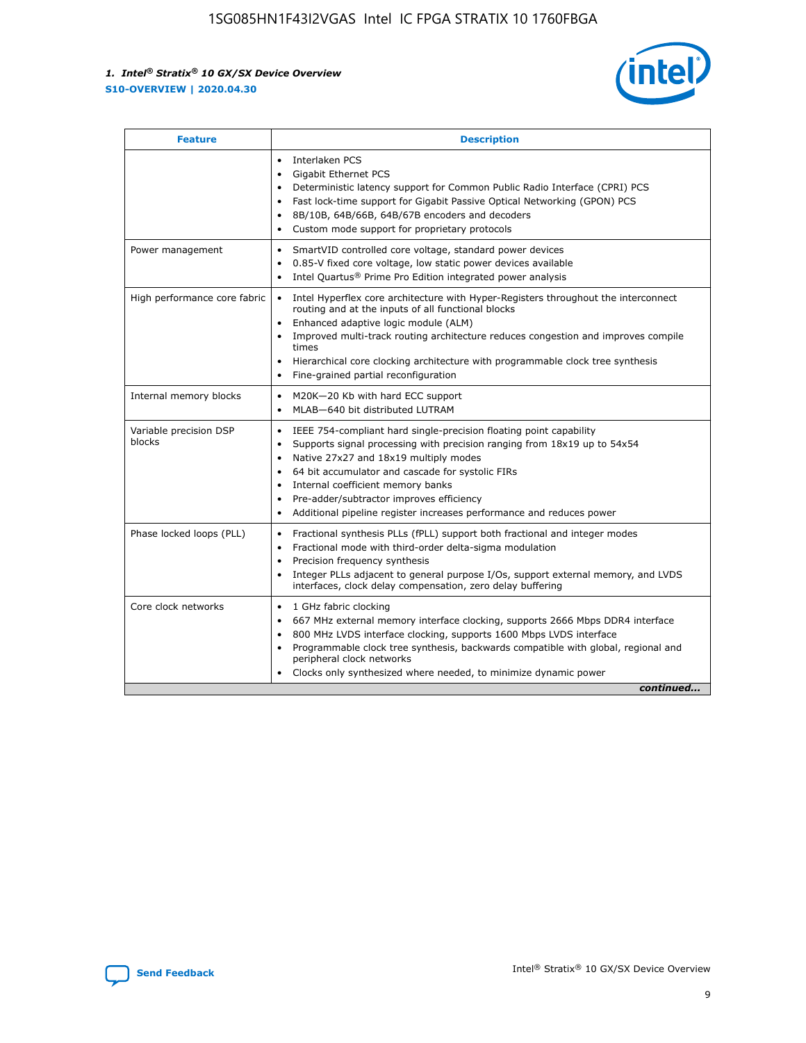| Feature | Description |
| --- | --- |
|  | • Interlaken PCS<br>• Gigabit Ethernet PCS<br>• Deterministic latency support for Common Public Radio Interface (CPRI) PCS<br>• Fast lock-time support for Gigabit Passive Optical Networking (GPON) PCS<br>• 8B/10B, 64B/66B, 64B/67B encoders and decoders<br>• Custom mode support for proprietary protocols |
| Power management | • SmartVID controlled core voltage, standard power devices<br>• 0.85-V fixed core voltage, low static power devices available<br>• Intel Quartus® Prime Pro Edition integrated power analysis |
| High performance core fabric | • Intel Hyperflex core architecture with Hyper-Registers throughout the interconnect routing and at the inputs of all functional blocks<br>• Enhanced adaptive logic module (ALM)<br>• Improved multi-track routing architecture reduces congestion and improves compile times<br>• Hierarchical core clocking architecture with programmable clock tree synthesis<br>• Fine-grained partial reconfiguration |
| Internal memory blocks | • M20K—20 Kb with hard ECC support<br>• MLAB—640 bit distributed LUTRAM |
| Variable precision DSP blocks | • IEEE 754-compliant hard single-precision floating point capability<br>• Supports signal processing with precision ranging from 18x19 up to 54x54<br>• Native 27x27 and 18x19 multiply modes<br>• 64 bit accumulator and cascade for systolic FIRs<br>• Internal coefficient memory banks<br>• Pre-adder/subtractor improves efficiency<br>• Additional pipeline register increases performance and reduces power |
| Phase locked loops (PLL) | • Fractional synthesis PLLs (fPLL) support both fractional and integer modes<br>• Fractional mode with third-order delta-sigma modulation<br>• Precision frequency synthesis<br>• Integer PLLs adjacent to general purpose I/Os, support external memory, and LVDS interfaces, clock delay compensation, zero delay buffering |
| Core clock networks | • 1 GHz fabric clocking<br>• 667 MHz external memory interface clocking, supports 2666 Mbps DDR4 interface<br>• 800 MHz LVDS interface clocking, supports 1600 Mbps LVDS interface<br>• Programmable clock tree synthesis, backwards compatible with global, regional and peripheral clock networks<br>• Clocks only synthesized where needed, to minimize dynamic power |

*continued...*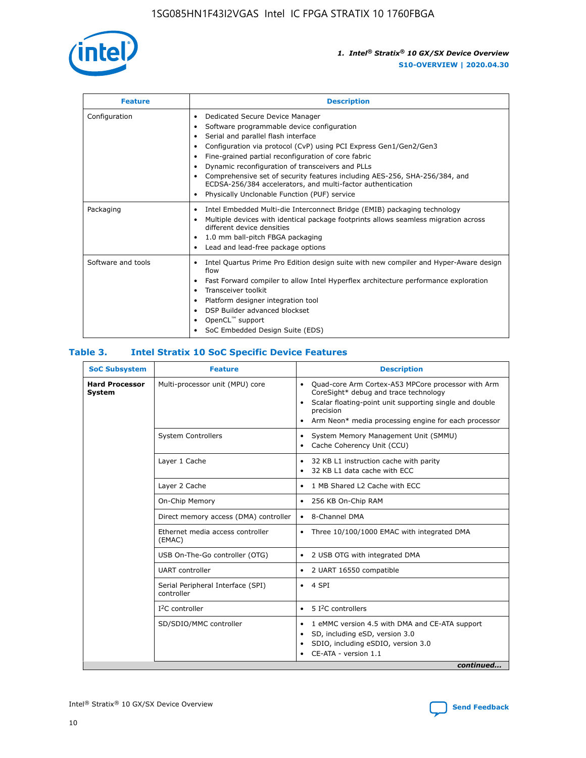| Feature | Description |
| --- | --- |
| Configuration | • Dedicated Secure Device Manager<br>• Software programmable device configuration<br>• Serial and parallel flash interface<br>• Configuration via protocol (CvP) using PCI Express Gen1/Gen2/Gen3<br>• Fine-grained partial reconfiguration of core fabric<br>• Dynamic reconfiguration of transceivers and PLLs<br>• Comprehensive set of security features including AES-256, SHA-256/384, and ECDSA-256/384 accelerators, and multi-factor authentication<br>• Physically Unclonable Function (PUF) service |
| Packaging | • Intel Embedded Multi-die Interconnect Bridge (EMIB) packaging technology<br>• Multiple devices with identical package footprints allows seamless migration across different device densities<br>• 1.0 mm ball-pitch FBGA packaging<br>• Lead and lead-free package options |
| Software and tools | • Intel Quartus Prime Pro Edition design suite with new compiler and Hyper-Aware design flow<br>• Fast Forward compiler to allow Intel Hyperflex architecture performance exploration<br>• Transceiver toolkit<br>• Platform designer integration tool<br>• DSP Builder advanced blockset<br>• OpenCL™ support<br>• SoC Embedded Design Suite (EDS) |

## Table 3. Intel Stratix 10 SoC Specific Device Features

| SoC Subsystem | Feature | Description |
| --- | --- | --- |
| **Hard Processor System** | Multi-processor unit (MPU) core | • Quad-core Arm Cortex-A53 MPCore processor with Arm CoreSight* debug and trace technology<br>• Scalar floating-point unit supporting single and double precision<br>• Arm Neon* media processing engine for each processor |
| | System Controllers | • System Memory Management Unit (SMMU)<br>• Cache Coherency Unit (CCU) |
| | Layer 1 Cache | • 32 KB L1 instruction cache with parity<br>• 32 KB L1 data cache with ECC |
| | Layer 2 Cache | • 1 MB Shared L2 Cache with ECC |
| | On-Chip Memory | • 256 KB On-Chip RAM |
| | Direct memory access (DMA) controller | • 8-Channel DMA |
| | Ethernet media access controller (EMAC) | • Three 10/100/1000 EMAC with integrated DMA |
| | USB On-The-Go controller (OTG) | • 2 USB OTG with integrated DMA |
| | UART controller | • 2 UART 16550 compatible |
| | Serial Peripheral Interface (SPI) controller | • 4 SPI |
| | I²C controller | • 5 I²C controllers |
| | SD/SDIO/MMC controller | • 1 eMMC version 4.5 with DMA and CE-ATA support<br>• SD, including eSD, version 3.0<br>• SDIO, including eSDIO, version 3.0<br>• CE-ATA - version 1.1 |

*continued...*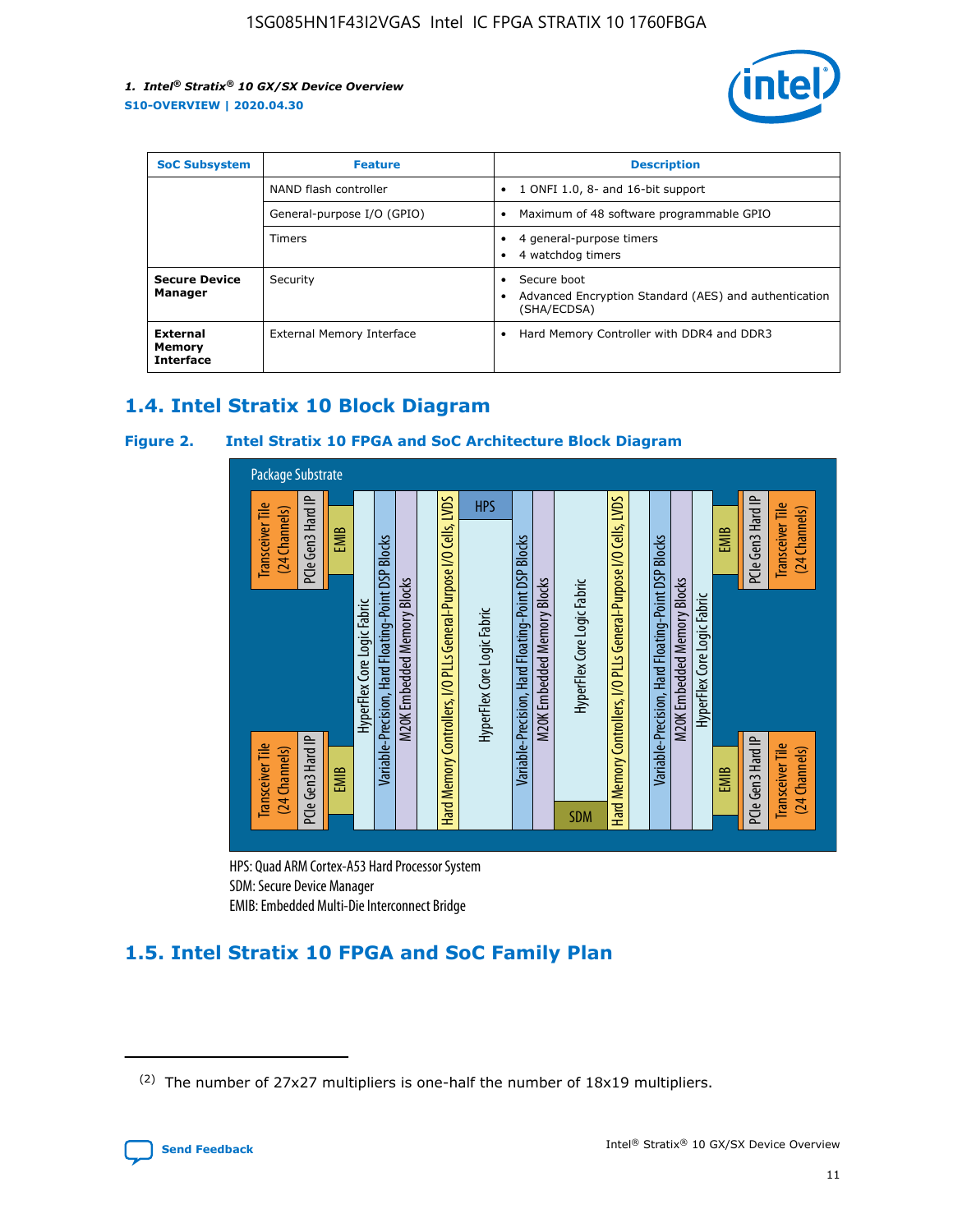| SoC Subsystem | Feature | Description |
| --- | --- | --- |
| | NAND flash controller | • 1 ONFI 1.0, 8- and 16-bit support |
| | General-purpose I/O (GPIO) | • Maximum of 48 software programmable GPIO |
| | Timers | • 4 general-purpose timers<br>• 4 watchdog timers |
| **Secure Device Manager** | Security | • Secure boot<br>• Advanced Encryption Standard (AES) and authentication (SHA/ECDSA) |
| **External Memory Interface** | External Memory Interface | • Hard Memory Controller with DDR4 and DDR3 |

## 1.4. Intel Stratix 10 Block Diagram

**Figure 2. Intel Stratix 10 FPGA and SoC Architecture Block Diagram**

Package Substrate

Transceiver Tile (24 Channels) | PCIe Gen3 Hard IP | EMIB | HyperFlex Core Logic Fabric | Variable-Precision, Hard Floating-Point DSP Blocks | M20K Embedded Memory Blocks | Hard Memory Controllers, I/O PLLs General-Purpose I/O Cells, LVDS | HPS | HyperFlex Core Logic Fabric | SDM | EMIB | PCIe Gen3 Hard IP | Transceiver Tile (24 Channels)

HPS: Quad ARM Cortex-A53 Hard Processor System
SDM: Secure Device Manager
EMIB: Embedded Multi-Die Interconnect Bridge

## 1.5. Intel Stratix 10 FPGA and SoC Family Plan

(2) The number of 27x27 multipliers is one-half the number of 18x19 multipliers.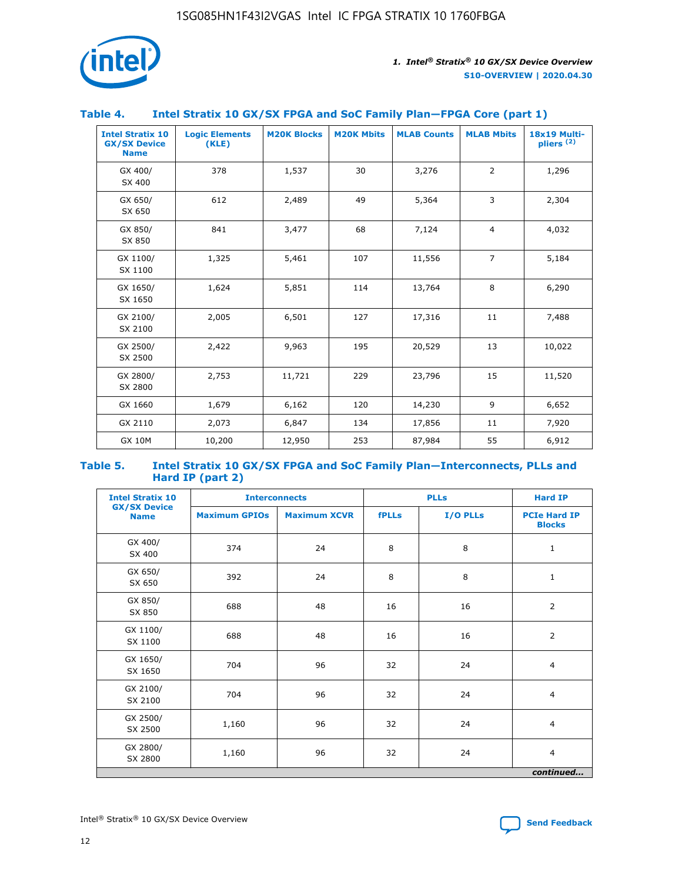### Table 4. Intel Stratix 10 GX/SX FPGA and SoC Family Plan—FPGA Core (part 1)

| Intel Stratix 10 GX/SX Device Name | Logic Elements (KLE) | M20K Blocks | M20K Mbits | MLAB Counts | MLAB Mbits | 18x19 Multi-pliers (2) |
|---|---|---|---|---|---|---|
| GX 400/ SX 400 | 378 | 1,537 | 30 | 3,276 | 2 | 1,296 |
| GX 650/ SX 650 | 612 | 2,489 | 49 | 5,364 | 3 | 2,304 |
| GX 850/ SX 850 | 841 | 3,477 | 68 | 7,124 | 4 | 4,032 |
| GX 1100/ SX 1100 | 1,325 | 5,461 | 107 | 11,556 | 7 | 5,184 |
| GX 1650/ SX 1650 | 1,624 | 5,851 | 114 | 13,764 | 8 | 6,290 |
| GX 2100/ SX 2100 | 2,005 | 6,501 | 127 | 17,316 | 11 | 7,488 |
| GX 2500/ SX 2500 | 2,422 | 9,963 | 195 | 20,529 | 13 | 10,022 |
| GX 2800/ SX 2800 | 2,753 | 11,721 | 229 | 23,796 | 15 | 11,520 |
| GX 1660 | 1,679 | 6,162 | 120 | 14,230 | 9 | 6,652 |
| GX 2110 | 2,073 | 6,847 | 134 | 17,856 | 11 | 7,920 |
| GX 10M | 10,200 | 12,950 | 253 | 87,984 | 55 | 6,912 |

### Table 5. Intel Stratix 10 GX/SX FPGA and SoC Family Plan—Interconnects, PLLs and Hard IP (part 2)

| Intel Stratix 10 GX/SX Device Name | Interconnects | | PLLs | | Hard IP |
|---|---|---|---|---|---|
| | Maximum GPIOs | Maximum XCVR | fPLLs | I/O PLLs | PCIe Hard IP Blocks |
| GX 400/ SX 400 | 374 | 24 | 8 | 8 | 1 |
| GX 650/ SX 650 | 392 | 24 | 8 | 8 | 1 |
| GX 850/ SX 850 | 688 | 48 | 16 | 16 | 2 |
| GX 1100/ SX 1100 | 688 | 48 | 16 | 16 | 2 |
| GX 1650/ SX 1650 | 704 | 96 | 32 | 24 | 4 |
| GX 2100/ SX 2100 | 704 | 96 | 32 | 24 | 4 |
| GX 2500/ SX 2500 | 1,160 | 96 | 32 | 24 | 4 |
| GX 2800/ SX 2800 | 1,160 | 96 | 32 | 24 | 4 |

*continued...*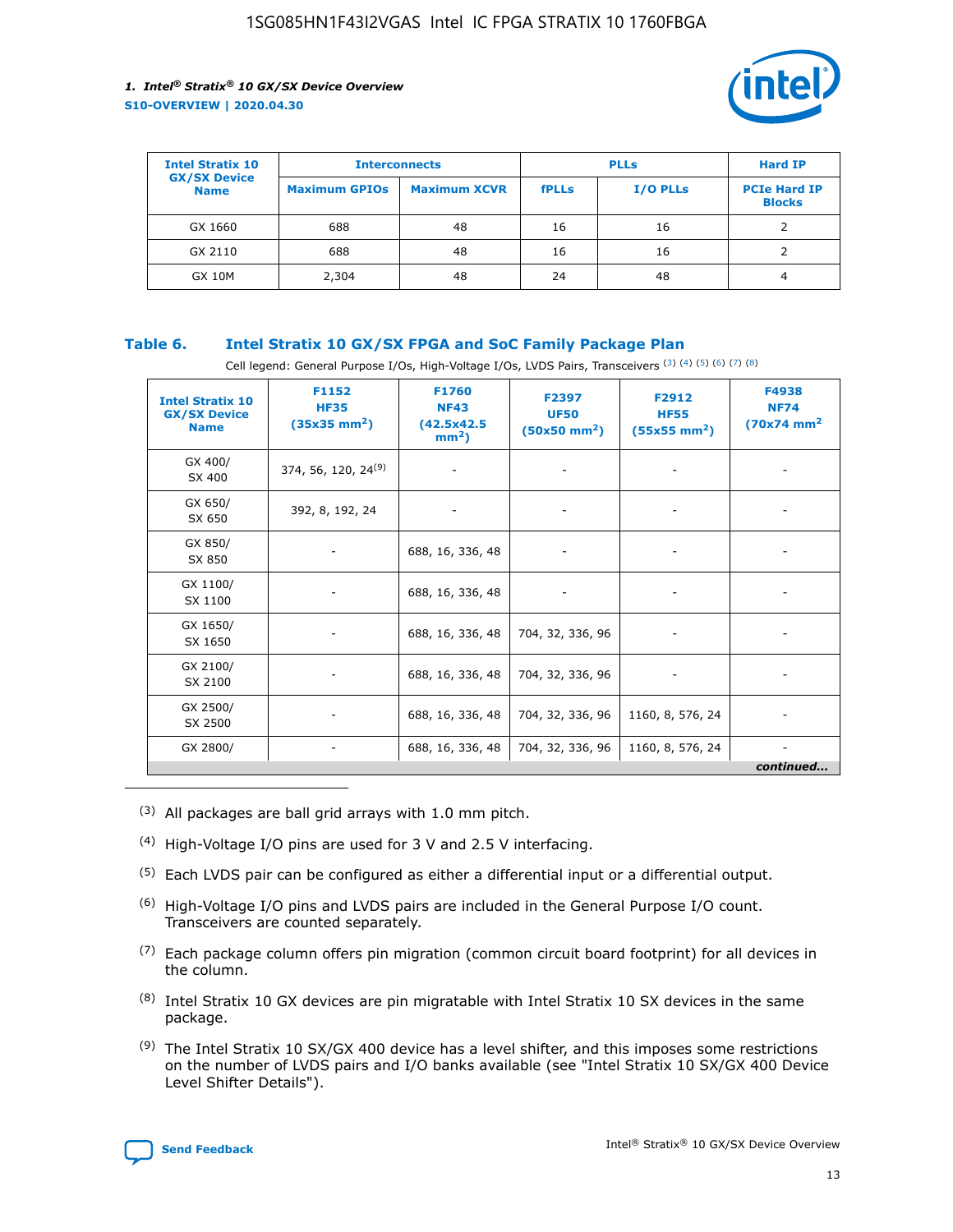| Intel Stratix 10 GX/SX Device Name | Interconnects | | PLLs | | Hard IP |
|---|---|---|---|---|---|
| | Maximum GPIOs | Maximum XCVR | fPLLs | I/O PLLs | PCIe Hard IP Blocks |
| GX 1660 | 688 | 48 | 16 | 16 | 2 |
| GX 2110 | 688 | 48 | 16 | 16 | 2 |
| GX 10M | 2,304 | 48 | 24 | 48 | 4 |

### Table 6. Intel Stratix 10 GX/SX FPGA and SoC Family Package Plan

Cell legend: General Purpose I/Os, High-Voltage I/Os, LVDS Pairs, Transceivers [(3)] [(4)] [(5)] [(6)] [(7)] [(8)]

| Intel Stratix 10 GX/SX Device Name | F1152 HF35 (35x35 mm²) | F1760 NF43 (42.5x42.5 mm²) | F2397 UF50 (50x50 mm²) | F2912 HF55 (55x55 mm²) | F4938 NF74 (70x74 mm²) |
|---|---|---|---|---|---|
| GX 400/ SX 400 | 374, 56, 120, 24[(9)] | - | - | - | - |
| GX 650/ SX 650 | 392, 8, 192, 24 | - | - | - | - |
| GX 850/ SX 850 | - | 688, 16, 336, 48 | - | - | - |
| GX 1100/ SX 1100 | - | 688, 16, 336, 48 | - | - | - |
| GX 1650/ SX 1650 | - | 688, 16, 336, 48 | 704, 32, 336, 96 | - | - |
| GX 2100/ SX 2100 | - | 688, 16, 336, 48 | 704, 32, 336, 96 | - | - |
| GX 2500/ SX 2500 | - | 688, 16, 336, 48 | 704, 32, 336, 96 | 1160, 8, 576, 24 | - |
| GX 2800/ | - | 688, 16, 336, 48 | 704, 32, 336, 96 | 1160, 8, 576, 24 | - |

*continued...*

(3) All packages are ball grid arrays with 1.0 mm pitch.

(4) High-Voltage I/O pins are used for 3 V and 2.5 V interfacing.

(5) Each LVDS pair can be configured as either a differential input or a differential output.

(6) High-Voltage I/O pins and LVDS pairs are included in the General Purpose I/O count. Transceivers are counted separately.

(7) Each package column offers pin migration (common circuit board footprint) for all devices in the column.

(8) Intel Stratix 10 GX devices are pin migratable with Intel Stratix 10 SX devices in the same package.

(9) The Intel Stratix 10 SX/GX 400 device has a level shifter, and this imposes some restrictions on the number of LVDS pairs and I/O banks available (see "Intel Stratix 10 SX/GX 400 Device Level Shifter Details").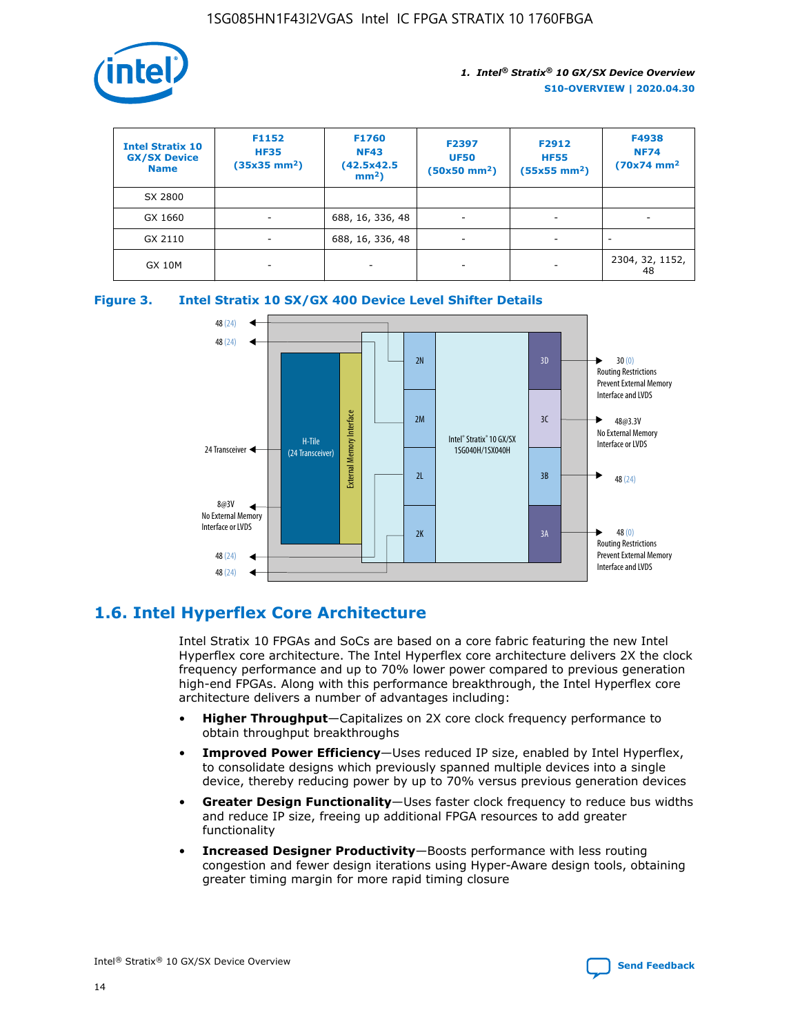| Intel Stratix 10 GX/SX Device Name | F1152 HF35 (35x35 mm²) | F1760 NF43 (42.5x42.5 mm²) | F2397 UF50 (50x50 mm²) | F2912 HF55 (55x55 mm²) | F4938 NF74 (70x74 mm² |
|---|---|---|---|---|---|
| SX 2800 | | | | | |
| GX 1660 | - | 688, 16, 336, 48 | - | - | - |
| GX 2110 | - | 688, 16, 336, 48 | - | - | - |
| GX 10M | - | - | - | - | 2304, 32, 1152, 48 |

**Figure 3. Intel Stratix 10 SX/GX 400 Device Level Shifter Details**

48 (24)
48 (24)
24 Transceiver
8@3V No External Memory Interface or LVDS
48 (24)
48 (24)

H-Tile (24 Transceiver)
External Memory Interface
2N
2M
2L
2K
Intel® Stratix® 10 GX/SX 1SG040H/1SX040H
3D
3C
3B
3A

30 (0) Routing Restrictions Prevent External Memory Interface and LVDS
48@3.3V No External Memory Interface or LVDS
48 (24)
48 (0) Routing Restrictions Prevent External Memory Interface and LVDS

## 1.6. Intel Hyperflex Core Architecture

Intel Stratix 10 FPGAs and SoCs are based on a core fabric featuring the new Intel Hyperflex core architecture. The Intel Hyperflex core architecture delivers 2X the clock frequency performance and up to 70% lower power compared to previous generation high-end FPGAs. Along with this performance breakthrough, the Intel Hyperflex core architecture delivers a number of advantages including:

- **Higher Throughput**—Capitalizes on 2X core clock frequency performance to obtain throughput breakthroughs
- **Improved Power Efficiency**—Uses reduced IP size, enabled by Intel Hyperflex, to consolidate designs which previously spanned multiple devices into a single device, thereby reducing power by up to 70% versus previous generation devices
- **Greater Design Functionality**—Uses faster clock frequency to reduce bus widths and reduce IP size, freeing up additional FPGA resources to add greater functionality
- **Increased Designer Productivity**—Boosts performance with less routing congestion and fewer design iterations using Hyper-Aware design tools, obtaining greater timing margin for more rapid timing closure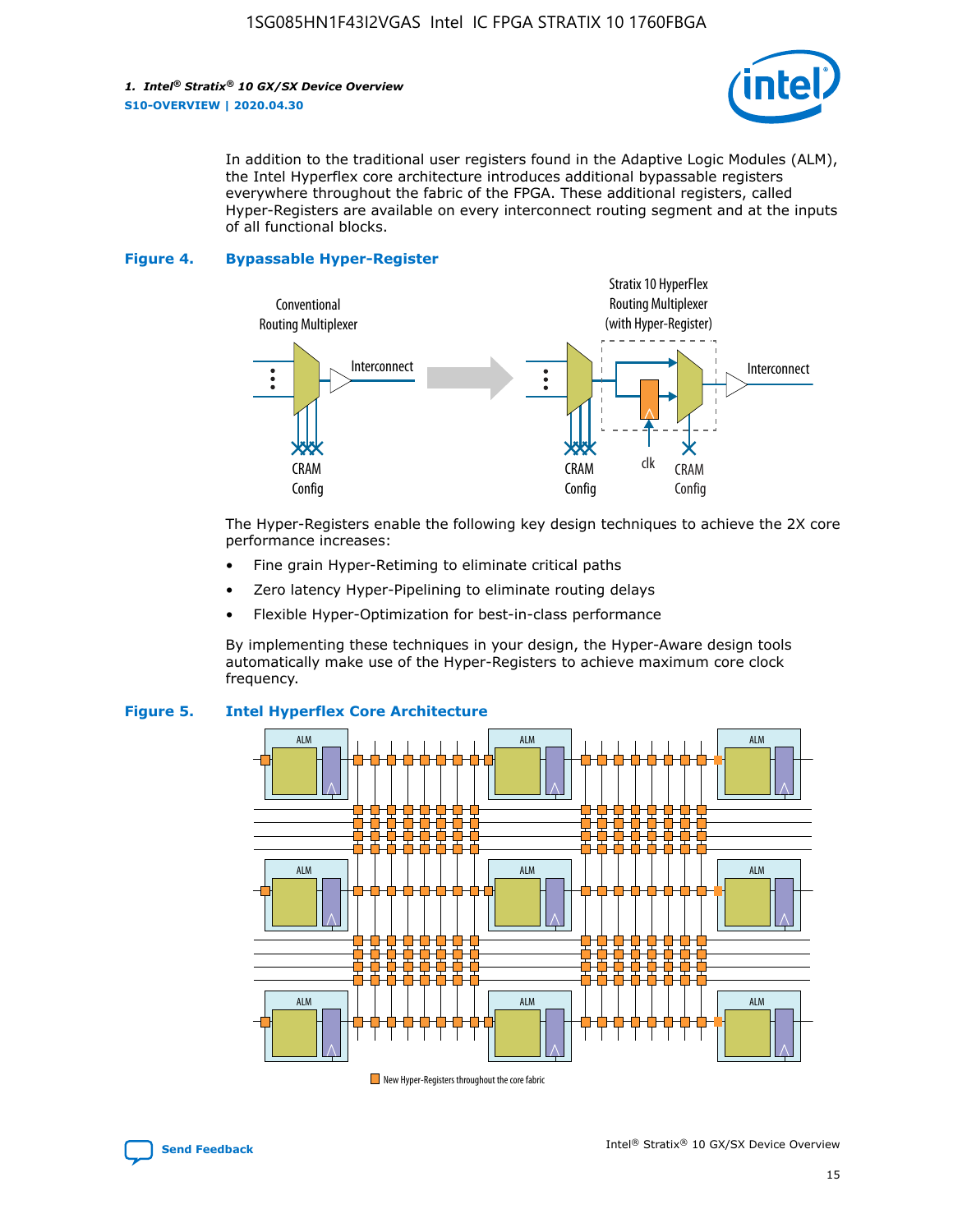In addition to the traditional user registers found in the Adaptive Logic Modules (ALM), the Intel Hyperflex core architecture introduces additional bypassable registers everywhere throughout the fabric of the FPGA. These additional registers, called Hyper-Registers are available on every interconnect routing segment and at the inputs of all functional blocks.

**Figure 4. Bypassable Hyper-Register**

The Hyper-Registers enable the following key design techniques to achieve the 2X core performance increases:

- Fine grain Hyper-Retiming to eliminate critical paths
- Zero latency Hyper-Pipelining to eliminate routing delays
- Flexible Hyper-Optimization for best-in-class performance

By implementing these techniques in your design, the Hyper-Aware design tools automatically make use of the Hyper-Registers to achieve maximum core clock frequency.

**Figure 5. Intel Hyperflex Core Architecture**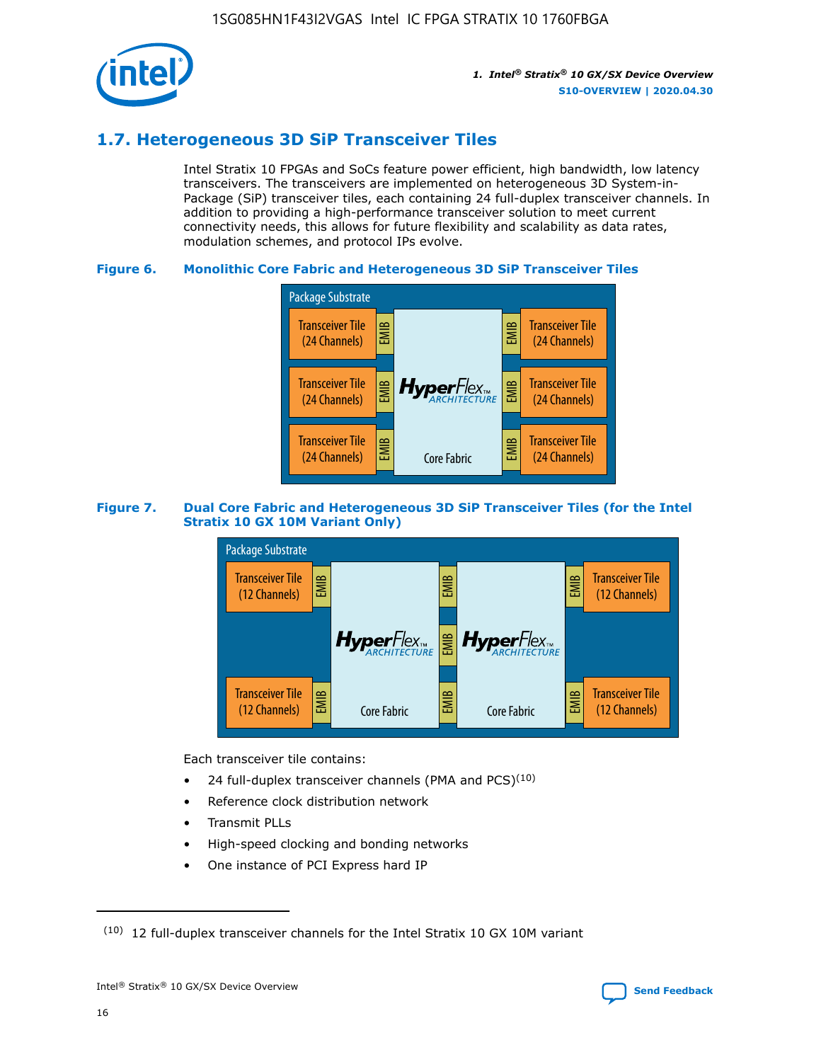## 1.7. Heterogeneous 3D SiP Transceiver Tiles

Intel Stratix 10 FPGAs and SoCs feature power efficient, high bandwidth, low latency transceivers. The transceivers are implemented on heterogeneous 3D System-in-Package (SiP) transceiver tiles, each containing 24 full-duplex transceiver channels. In addition to providing a high-performance transceiver solution to meet current connectivity needs, this allows for future flexibility and scalability as data rates, modulation schemes, and protocol IPs evolve.

**Figure 6. Monolithic Core Fabric and Heterogeneous 3D SiP Transceiver Tiles**

Package Substrate

Transceiver Tile (24 Channels) | EMIB | HyperFlex ARCHITECTURE Core Fabric | EMIB | Transceiver Tile (24 Channels)

**Figure 7. Dual Core Fabric and Heterogeneous 3D SiP Transceiver Tiles (for the Intel Stratix 10 GX 10M Variant Only)**

Package Substrate

Transceiver Tile (12 Channels) | EMIB | HyperFlex ARCHITECTURE Core Fabric | EMIB | HyperFlex ARCHITECTURE Core Fabric | EMIB | Transceiver Tile (12 Channels)

Each transceiver tile contains:

- 24 full-duplex transceiver channels (PMA and PCS)[10]
- Reference clock distribution network
- Transmit PLLs
- High-speed clocking and bonding networks
- One instance of PCI Express hard IP

(10) 12 full-duplex transceiver channels for the Intel Stratix 10 GX 10M variant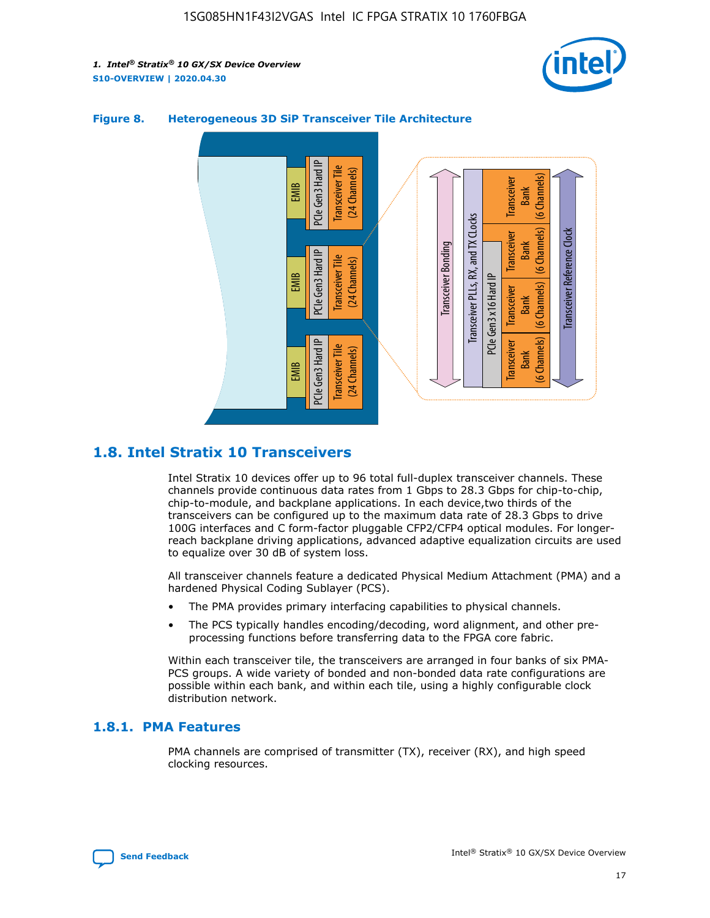**Figure 8. Heterogeneous 3D SiP Transceiver Tile Architecture**

## 1.8. Intel Stratix 10 Transceivers

Intel Stratix 10 devices offer up to 96 total full-duplex transceiver channels. These channels provide continuous data rates from 1 Gbps to 28.3 Gbps for chip-to-chip, chip-to-module, and backplane applications. In each device,two thirds of the transceivers can be configured up to the maximum data rate of 28.3 Gbps to drive 100G interfaces and C form-factor pluggable CFP2/CFP4 optical modules. For longer-reach backplane driving applications, advanced adaptive equalization circuits are used to equalize over 30 dB of system loss.

All transceiver channels feature a dedicated Physical Medium Attachment (PMA) and a hardened Physical Coding Sublayer (PCS).

- The PMA provides primary interfacing capabilities to physical channels.
- The PCS typically handles encoding/decoding, word alignment, and other pre-processing functions before transferring data to the FPGA core fabric.

Within each transceiver tile, the transceivers are arranged in four banks of six PMA-PCS groups. A wide variety of bonded and non-bonded data rate configurations are possible within each bank, and within each tile, using a highly configurable clock distribution network.

### 1.8.1. PMA Features

PMA channels are comprised of transmitter (TX), receiver (RX), and high speed clocking resources.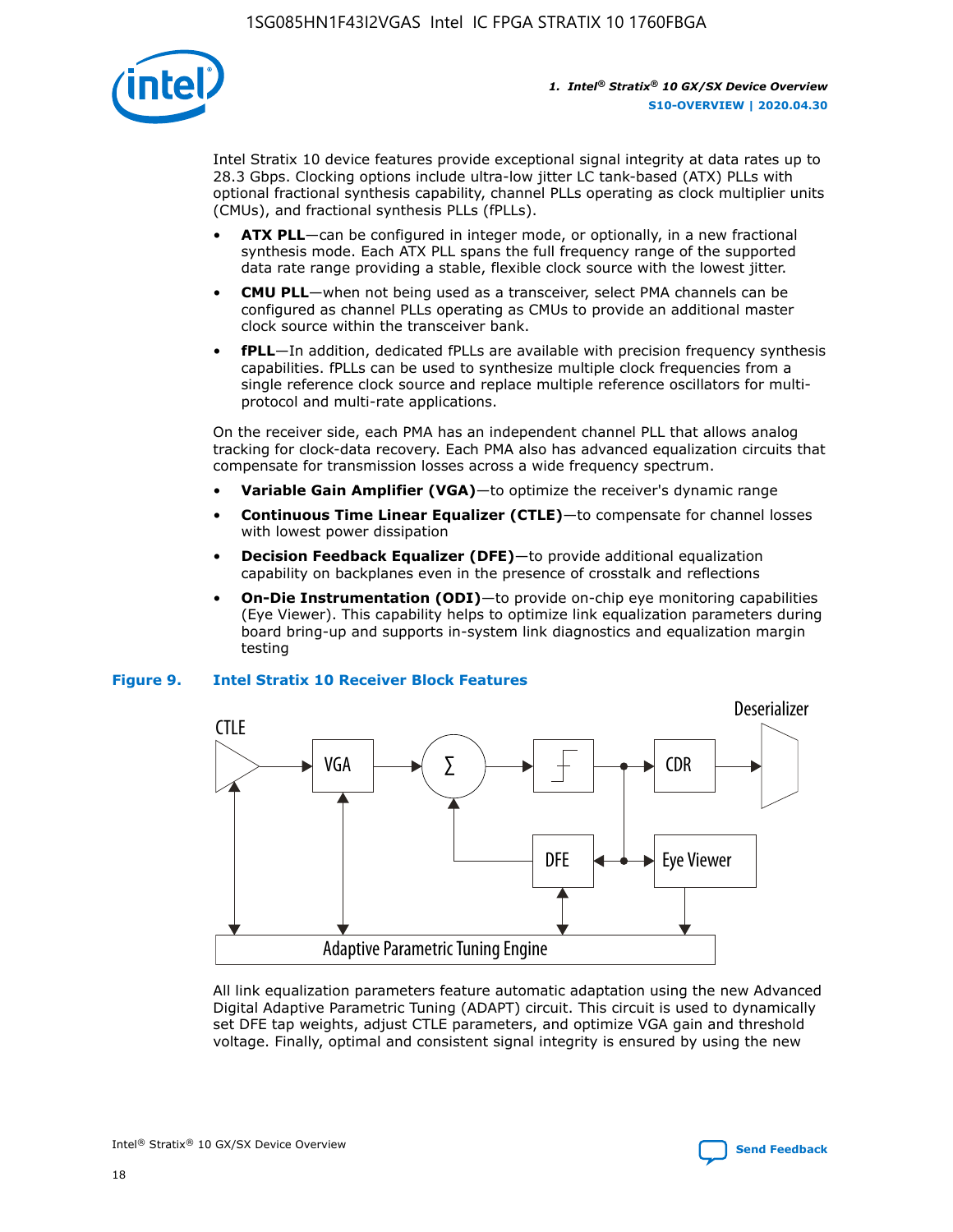Intel Stratix 10 device features provide exceptional signal integrity at data rates up to 28.3 Gbps. Clocking options include ultra-low jitter LC tank-based (ATX) PLLs with optional fractional synthesis capability, channel PLLs operating as clock multiplier units (CMUs), and fractional synthesis PLLs (fPLLs).

- **ATX PLL**—can be configured in integer mode, or optionally, in a new fractional synthesis mode. Each ATX PLL spans the full frequency range of the supported data rate range providing a stable, flexible clock source with the lowest jitter.
- **CMU PLL**—when not being used as a transceiver, select PMA channels can be configured as channel PLLs operating as CMUs to provide an additional master clock source within the transceiver bank.
- **fPLL**—In addition, dedicated fPLLs are available with precision frequency synthesis capabilities. fPLLs can be used to synthesize multiple clock frequencies from a single reference clock source and replace multiple reference oscillators for multi-protocol and multi-rate applications.

On the receiver side, each PMA has an independent channel PLL that allows analog tracking for clock-data recovery. Each PMA also has advanced equalization circuits that compensate for transmission losses across a wide frequency spectrum.

- **Variable Gain Amplifier (VGA)**—to optimize the receiver's dynamic range
- **Continuous Time Linear Equalizer (CTLE)**—to compensate for channel losses with lowest power dissipation
- **Decision Feedback Equalizer (DFE)**—to provide additional equalization capability on backplanes even in the presence of crosstalk and reflections
- **On-Die Instrumentation (ODI)**—to provide on-chip eye monitoring capabilities (Eye Viewer). This capability helps to optimize link equalization parameters during board bring-up and supports in-system link diagnostics and equalization margin testing

**Figure 9. Intel Stratix 10 Receiver Block Features**

All link equalization parameters feature automatic adaptation using the new Advanced Digital Adaptive Parametric Tuning (ADAPT) circuit. This circuit is used to dynamically set DFE tap weights, adjust CTLE parameters, and optimize VGA gain and threshold voltage. Finally, optimal and consistent signal integrity is ensured by using the new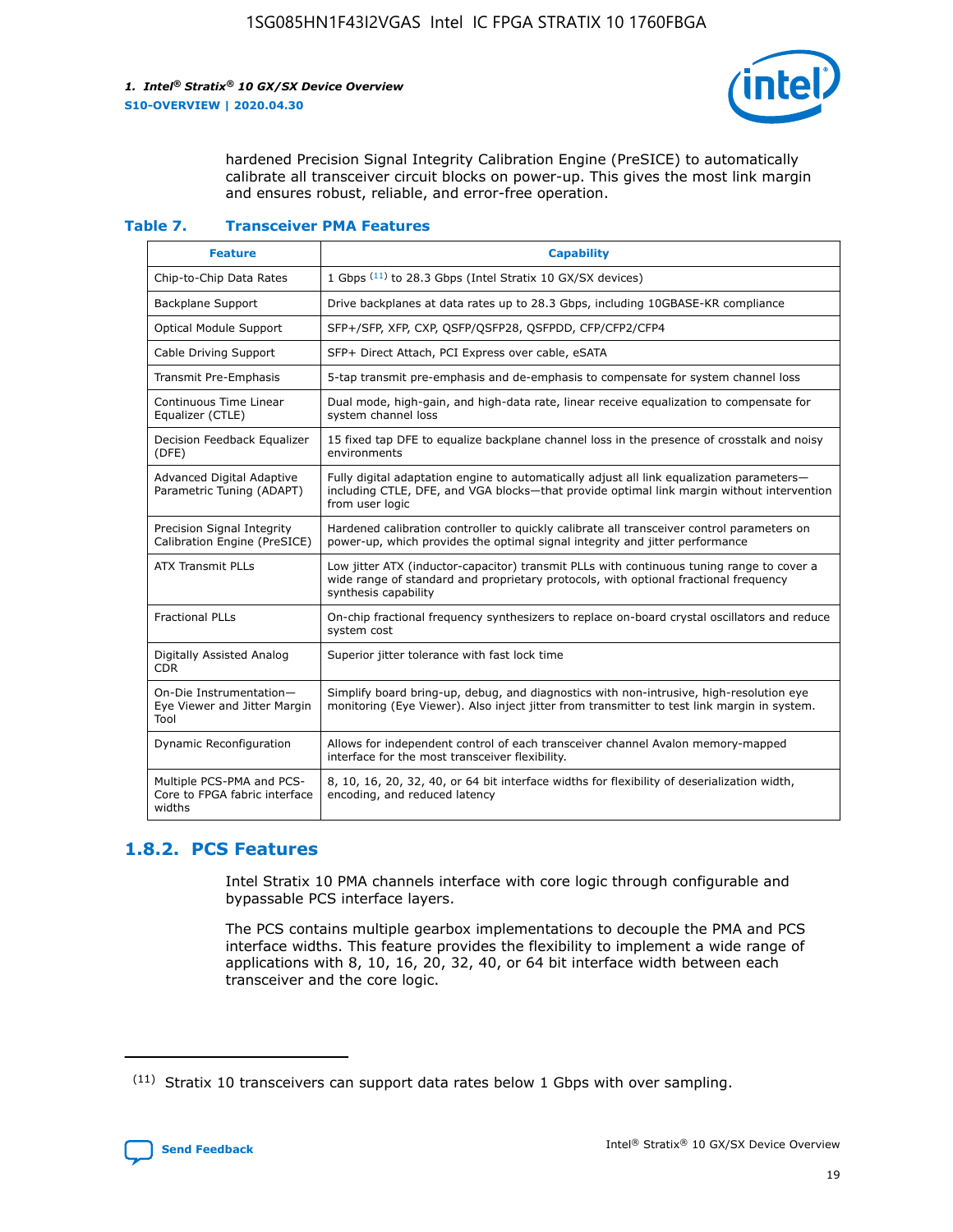hardened Precision Signal Integrity Calibration Engine (PreSICE) to automatically calibrate all transceiver circuit blocks on power-up. This gives the most link margin and ensures robust, reliable, and error-free operation.

**Table 7. Transceiver PMA Features**

| Feature | Capability |
| --- | --- |
| Chip-to-Chip Data Rates | 1 Gbps [11] to 28.3 Gbps (Intel Stratix 10 GX/SX devices) |
| Backplane Support | Drive backplanes at data rates up to 28.3 Gbps, including 10GBASE-KR compliance |
| Optical Module Support | SFP+/SFP, XFP, CXP, QSFP/QSFP28, QSFPDD, CFP/CFP2/CFP4 |
| Cable Driving Support | SFP+ Direct Attach, PCI Express over cable, eSATA |
| Transmit Pre-Emphasis | 5-tap transmit pre-emphasis and de-emphasis to compensate for system channel loss |
| Continuous Time Linear Equalizer (CTLE) | Dual mode, high-gain, and high-data rate, linear receive equalization to compensate for system channel loss |
| Decision Feedback Equalizer (DFE) | 15 fixed tap DFE to equalize backplane channel loss in the presence of crosstalk and noisy environments |
| Advanced Digital Adaptive Parametric Tuning (ADAPT) | Fully digital adaptation engine to automatically adjust all link equalization parameters—including CTLE, DFE, and VGA blocks—that provide optimal link margin without intervention from user logic |
| Precision Signal Integrity Calibration Engine (PreSICE) | Hardened calibration controller to quickly calibrate all transceiver control parameters on power-up, which provides the optimal signal integrity and jitter performance |
| ATX Transmit PLLs | Low jitter ATX (inductor-capacitor) transmit PLLs with continuous tuning range to cover a wide range of standard and proprietary protocols, with optional fractional frequency synthesis capability |
| Fractional PLLs | On-chip fractional frequency synthesizers to replace on-board crystal oscillators and reduce system cost |
| Digitally Assisted Analog CDR | Superior jitter tolerance with fast lock time |
| On-Die Instrumentation—Eye Viewer and Jitter Margin Tool | Simplify board bring-up, debug, and diagnostics with non-intrusive, high-resolution eye monitoring (Eye Viewer). Also inject jitter from transmitter to test link margin in system. |
| Dynamic Reconfiguration | Allows for independent control of each transceiver channel Avalon memory-mapped interface for the most transceiver flexibility. |
| Multiple PCS-PMA and PCS-Core to FPGA fabric interface widths | 8, 10, 16, 20, 32, 40, or 64 bit interface widths for flexibility of deserialization width, encoding, and reduced latency |

### 1.8.2. PCS Features

Intel Stratix 10 PMA channels interface with core logic through configurable and bypassable PCS interface layers.

The PCS contains multiple gearbox implementations to decouple the PMA and PCS interface widths. This feature provides the flexibility to implement a wide range of applications with 8, 10, 16, 20, 32, 40, or 64 bit interface width between each transceiver and the core logic.

[11] Stratix 10 transceivers can support data rates below 1 Gbps with over sampling.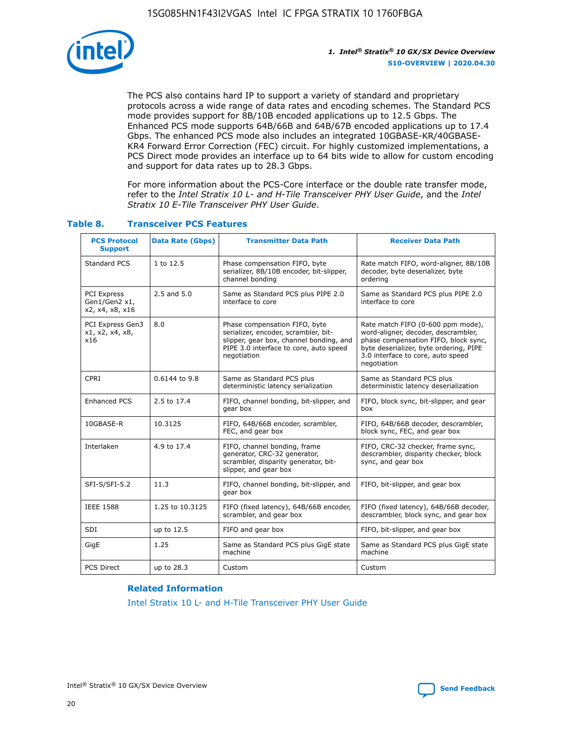The PCS also contains hard IP to support a variety of standard and proprietary protocols across a wide range of data rates and encoding schemes. The Standard PCS mode provides support for 8B/10B encoded applications up to 12.5 Gbps. The Enhanced PCS mode supports 64B/66B and 64B/67B encoded applications up to 17.4 Gbps. The enhanced PCS mode also includes an integrated 10GBASE-KR/40GBASE-KR4 Forward Error Correction (FEC) circuit. For highly customized implementations, a PCS Direct mode provides an interface up to 64 bits wide to allow for custom encoding and support for data rates up to 28.3 Gbps.

For more information about the PCS-Core interface or the double rate transfer mode, refer to the *Intel Stratix 10 L- and H-Tile Transceiver PHY User Guide*, and the *Intel Stratix 10 E-Tile Transceiver PHY User Guide*.

### Table 8. Transceiver PCS Features

| PCS Protocol Support | Data Rate (Gbps) | Transmitter Data Path | Receiver Data Path |
|---|---|---|---|
| Standard PCS | 1 to 12.5 | Phase compensation FIFO, byte serializer, 8B/10B encoder, bit-slipper, channel bonding | Rate match FIFO, word-aligner, 8B/10B decoder, byte deserializer, byte ordering |
| PCI Express Gen1/Gen2 x1, x2, x4, x8, x16 | 2.5 and 5.0 | Same as Standard PCS plus PIPE 2.0 interface to core | Same as Standard PCS plus PIPE 2.0 interface to core |
| PCI Express Gen3 x1, x2, x4, x8, x16 | 8.0 | Phase compensation FIFO, byte serializer, encoder, scrambler, bit-slipper, gear box, channel bonding, and PIPE 3.0 interface to core, auto speed negotiation | Rate match FIFO (0-600 ppm mode), word-aligner, decoder, descrambler, phase compensation FIFO, block sync, byte deserializer, byte ordering, PIPE 3.0 interface to core, auto speed negotiation |
| CPRI | 0.6144 to 9.8 | Same as Standard PCS plus deterministic latency serialization | Same as Standard PCS plus deterministic latency deserialization |
| Enhanced PCS | 2.5 to 17.4 | FIFO, channel bonding, bit-slipper, and gear box | FIFO, block sync, bit-slipper, and gear box |
| 10GBASE-R | 10.3125 | FIFO, 64B/66B encoder, scrambler, FEC, and gear box | FIFO, 64B/66B decoder, descrambler, block sync, FEC, and gear box |
| Interlaken | 4.9 to 17.4 | FIFO, channel bonding, frame generator, CRC-32 generator, scrambler, disparity generator, bit-slipper, and gear box | FIFO, CRC-32 checker, frame sync, descrambler, disparity checker, block sync, and gear box |
| SFI-S/SFI-5.2 | 11.3 | FIFO, channel bonding, bit-slipper, and gear box | FIFO, bit-slipper, and gear box |
| IEEE 1588 | 1.25 to 10.3125 | FIFO (fixed latency), 64B/66B encoder, scrambler, and gear box | FIFO (fixed latency), 64B/66B decoder, descrambler, block sync, and gear box |
| SDI | up to 12.5 | FIFO and gear box | FIFO, bit-slipper, and gear box |
| GigE | 1.25 | Same as Standard PCS plus GigE state machine | Same as Standard PCS plus GigE state machine |
| PCS Direct | up to 28.3 | Custom | Custom |

#### Related Information

Intel Stratix 10 L- and H-Tile Transceiver PHY User Guide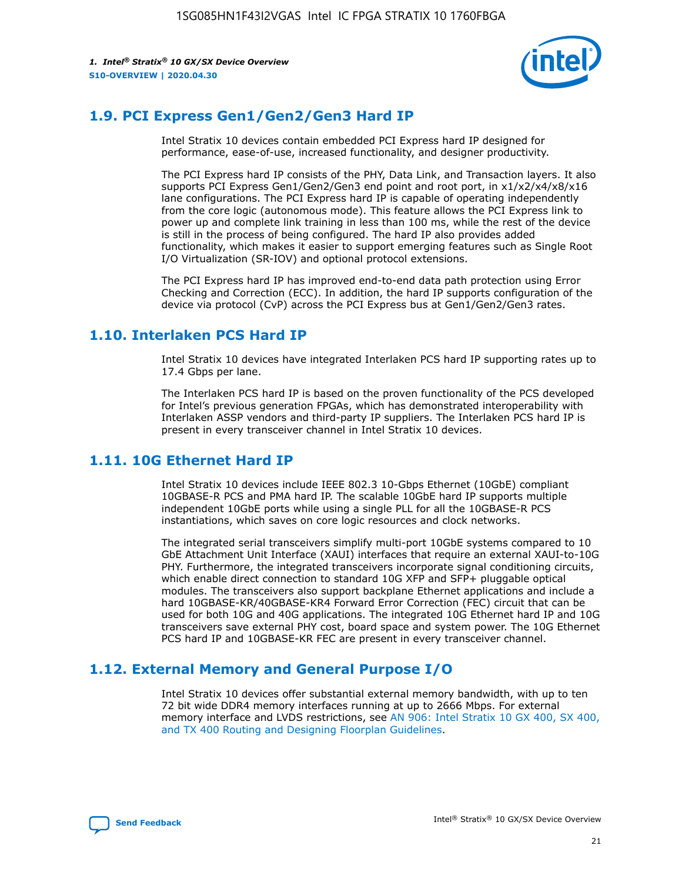## 1.9. PCI Express Gen1/Gen2/Gen3 Hard IP

Intel Stratix 10 devices contain embedded PCI Express hard IP designed for performance, ease-of-use, increased functionality, and designer productivity.

The PCI Express hard IP consists of the PHY, Data Link, and Transaction layers. It also supports PCI Express Gen1/Gen2/Gen3 end point and root port, in x1/x2/x4/x8/x16 lane configurations. The PCI Express hard IP is capable of operating independently from the core logic (autonomous mode). This feature allows the PCI Express link to power up and complete link training in less than 100 ms, while the rest of the device is still in the process of being configured. The hard IP also provides added functionality, which makes it easier to support emerging features such as Single Root I/O Virtualization (SR-IOV) and optional protocol extensions.

The PCI Express hard IP has improved end-to-end data path protection using Error Checking and Correction (ECC). In addition, the hard IP supports configuration of the device via protocol (CvP) across the PCI Express bus at Gen1/Gen2/Gen3 rates.

## 1.10. Interlaken PCS Hard IP

Intel Stratix 10 devices have integrated Interlaken PCS hard IP supporting rates up to 17.4 Gbps per lane.

The Interlaken PCS hard IP is based on the proven functionality of the PCS developed for Intel's previous generation FPGAs, which has demonstrated interoperability with Interlaken ASSP vendors and third-party IP suppliers. The Interlaken PCS hard IP is present in every transceiver channel in Intel Stratix 10 devices.

## 1.11. 10G Ethernet Hard IP

Intel Stratix 10 devices include IEEE 802.3 10-Gbps Ethernet (10GbE) compliant 10GBASE-R PCS and PMA hard IP. The scalable 10GbE hard IP supports multiple independent 10GbE ports while using a single PLL for all the 10GBASE-R PCS instantiations, which saves on core logic resources and clock networks.

The integrated serial transceivers simplify multi-port 10GbE systems compared to 10 GbE Attachment Unit Interface (XAUI) interfaces that require an external XAUI-to-10G PHY. Furthermore, the integrated transceivers incorporate signal conditioning circuits, which enable direct connection to standard 10G XFP and SFP+ pluggable optical modules. The transceivers also support backplane Ethernet applications and include a hard 10GBASE-KR/40GBASE-KR4 Forward Error Correction (FEC) circuit that can be used for both 10G and 40G applications. The integrated 10G Ethernet hard IP and 10G transceivers save external PHY cost, board space and system power. The 10G Ethernet PCS hard IP and 10GBASE-KR FEC are present in every transceiver channel.

## 1.12. External Memory and General Purpose I/O

Intel Stratix 10 devices offer substantial external memory bandwidth, with up to ten 72 bit wide DDR4 memory interfaces running at up to 2666 Mbps. For external memory interface and LVDS restrictions, see AN 906: Intel Stratix 10 GX 400, SX 400, and TX 400 Routing and Designing Floorplan Guidelines.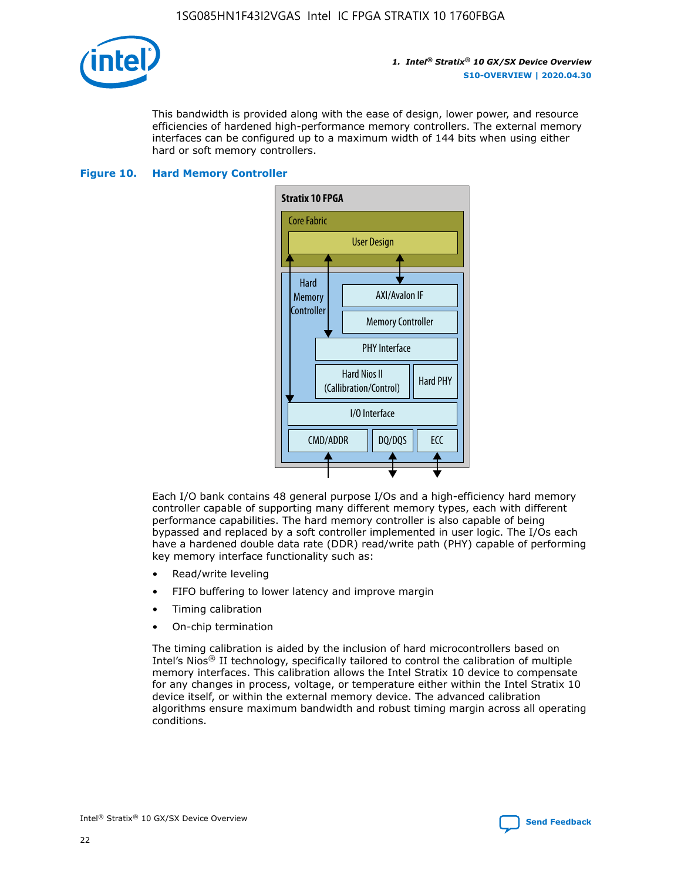This bandwidth is provided along with the ease of design, lower power, and resource efficiencies of hardened high-performance memory controllers. The external memory interfaces can be configured up to a maximum width of 144 bits when using either hard or soft memory controllers.

**Figure 10. Hard Memory Controller**

Each I/O bank contains 48 general purpose I/Os and a high-efficiency hard memory controller capable of supporting many different memory types, each with different performance capabilities. The hard memory controller is also capable of being bypassed and replaced by a soft controller implemented in user logic. The I/Os each have a hardened double data rate (DDR) read/write path (PHY) capable of performing key memory interface functionality such as:

- Read/write leveling
- FIFO buffering to lower latency and improve margin
- Timing calibration
- On-chip termination

The timing calibration is aided by the inclusion of hard microcontrollers based on Intel's Nios® II technology, specifically tailored to control the calibration of multiple memory interfaces. This calibration allows the Intel Stratix 10 device to compensate for any changes in process, voltage, or temperature either within the Intel Stratix 10 device itself, or within the external memory device. The advanced calibration algorithms ensure maximum bandwidth and robust timing margin across all operating conditions.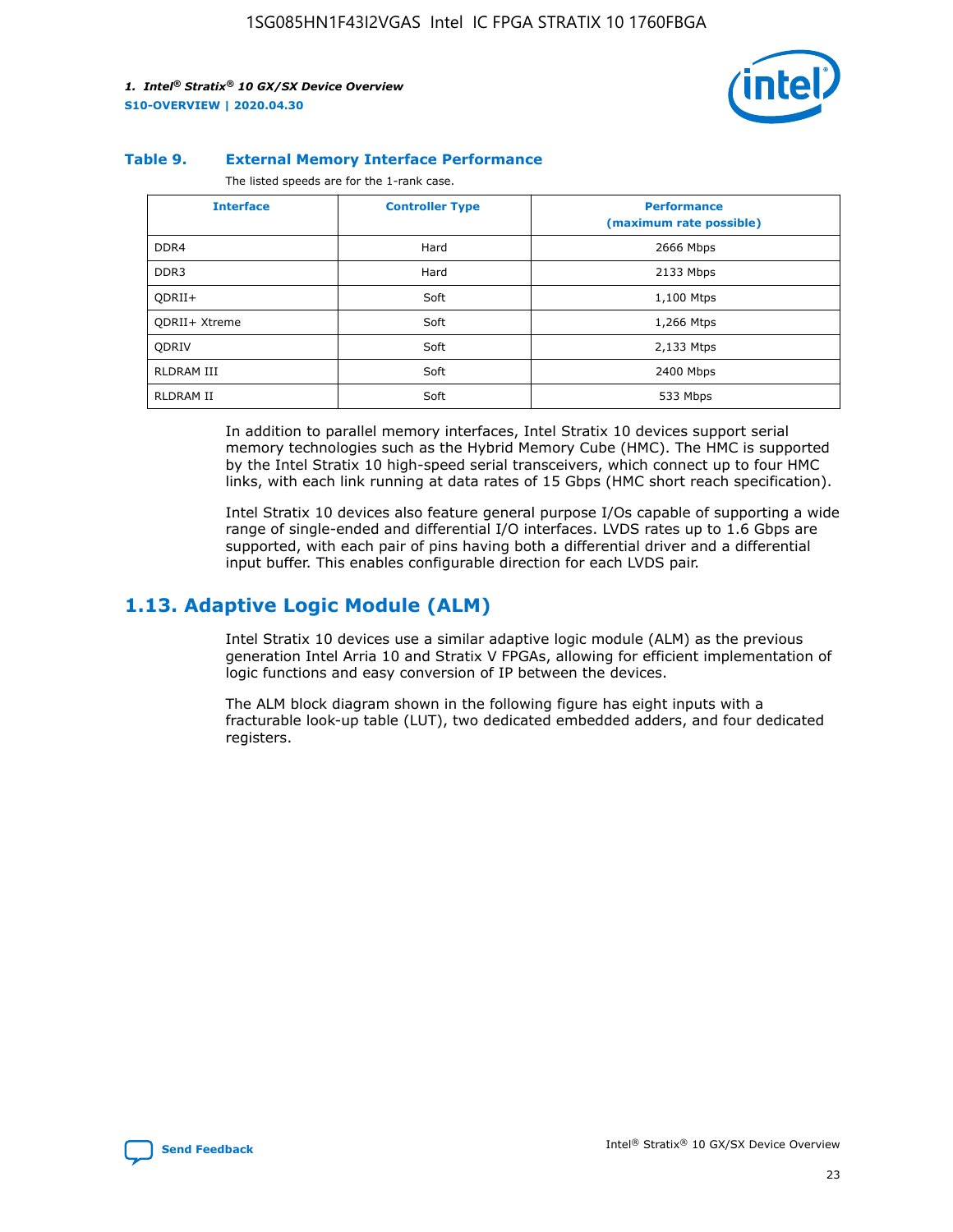#### Table 9. External Memory Interface Performance

The listed speeds are for the 1-rank case.

| Interface | Controller Type | Performance (maximum rate possible) |
|---|---|---|
| DDR4 | Hard | 2666 Mbps |
| DDR3 | Hard | 2133 Mbps |
| QDRII+ | Soft | 1,100 Mtps |
| QDRII+ Xtreme | Soft | 1,266 Mtps |
| QDRIV | Soft | 2,133 Mtps |
| RLDRAM III | Soft | 2400 Mbps |
| RLDRAM II | Soft | 533 Mbps |

In addition to parallel memory interfaces, Intel Stratix 10 devices support serial memory technologies such as the Hybrid Memory Cube (HMC). The HMC is supported by the Intel Stratix 10 high-speed serial transceivers, which connect up to four HMC links, with each link running at data rates of 15 Gbps (HMC short reach specification).

Intel Stratix 10 devices also feature general purpose I/Os capable of supporting a wide range of single-ended and differential I/O interfaces. LVDS rates up to 1.6 Gbps are supported, with each pair of pins having both a differential driver and a differential input buffer. This enables configurable direction for each LVDS pair.

## 1.13. Adaptive Logic Module (ALM)

Intel Stratix 10 devices use a similar adaptive logic module (ALM) as the previous generation Intel Arria 10 and Stratix V FPGAs, allowing for efficient implementation of logic functions and easy conversion of IP between the devices.

The ALM block diagram shown in the following figure has eight inputs with a fracturable look-up table (LUT), two dedicated embedded adders, and four dedicated registers.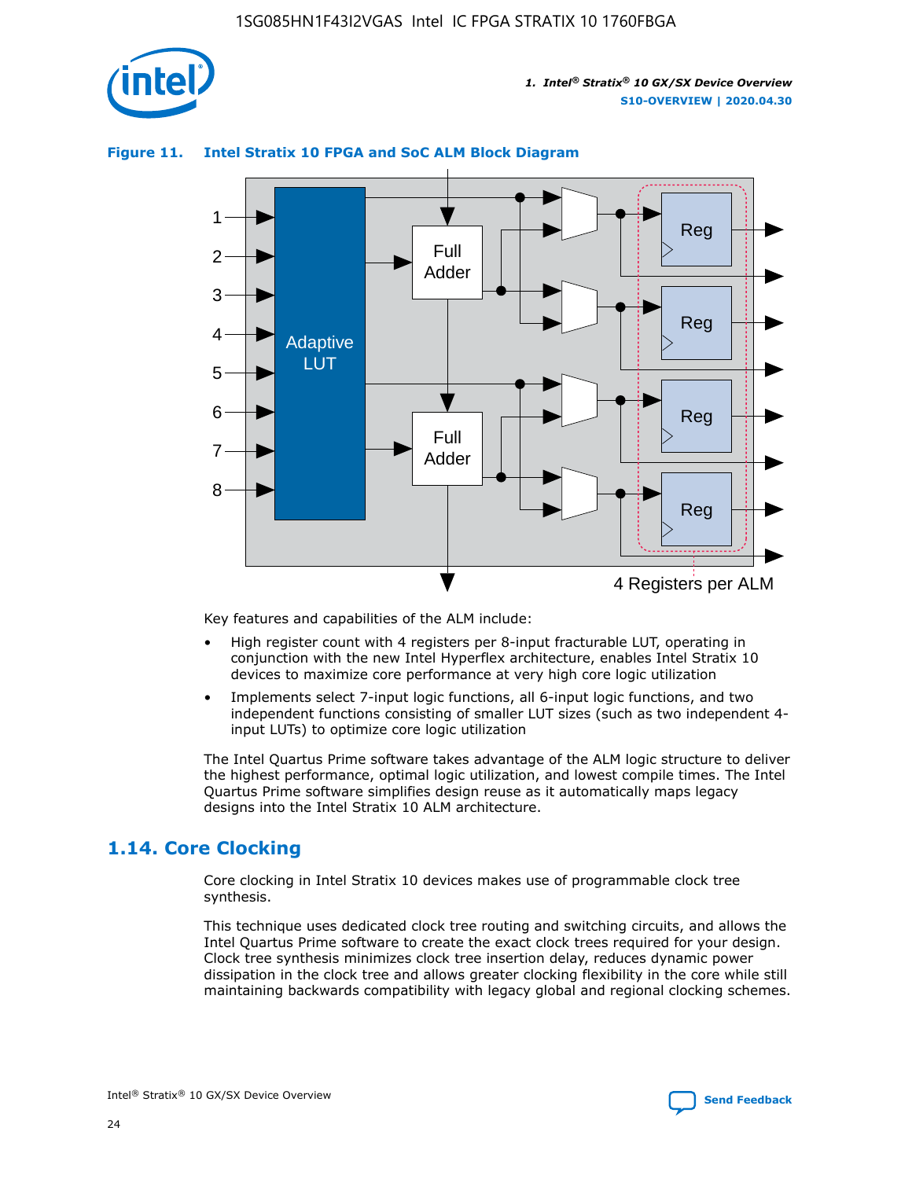**Figure 11. Intel Stratix 10 FPGA and SoC ALM Block Diagram**

Key features and capabilities of the ALM include:

- High register count with 4 registers per 8-input fracturable LUT, operating in conjunction with the new Intel Hyperflex architecture, enables Intel Stratix 10 devices to maximize core performance at very high core logic utilization
- Implements select 7-input logic functions, all 6-input logic functions, and two independent functions consisting of smaller LUT sizes (such as two independent 4-input LUTs) to optimize core logic utilization

The Intel Quartus Prime software takes advantage of the ALM logic structure to deliver the highest performance, optimal logic utilization, and lowest compile times. The Intel Quartus Prime software simplifies design reuse as it automatically maps legacy designs into the Intel Stratix 10 ALM architecture.

## 1.14. Core Clocking

Core clocking in Intel Stratix 10 devices makes use of programmable clock tree synthesis.

This technique uses dedicated clock tree routing and switching circuits, and allows the Intel Quartus Prime software to create the exact clock trees required for your design. Clock tree synthesis minimizes clock tree insertion delay, reduces dynamic power dissipation in the clock tree and allows greater clocking flexibility in the core while still maintaining backwards compatibility with legacy global and regional clocking schemes.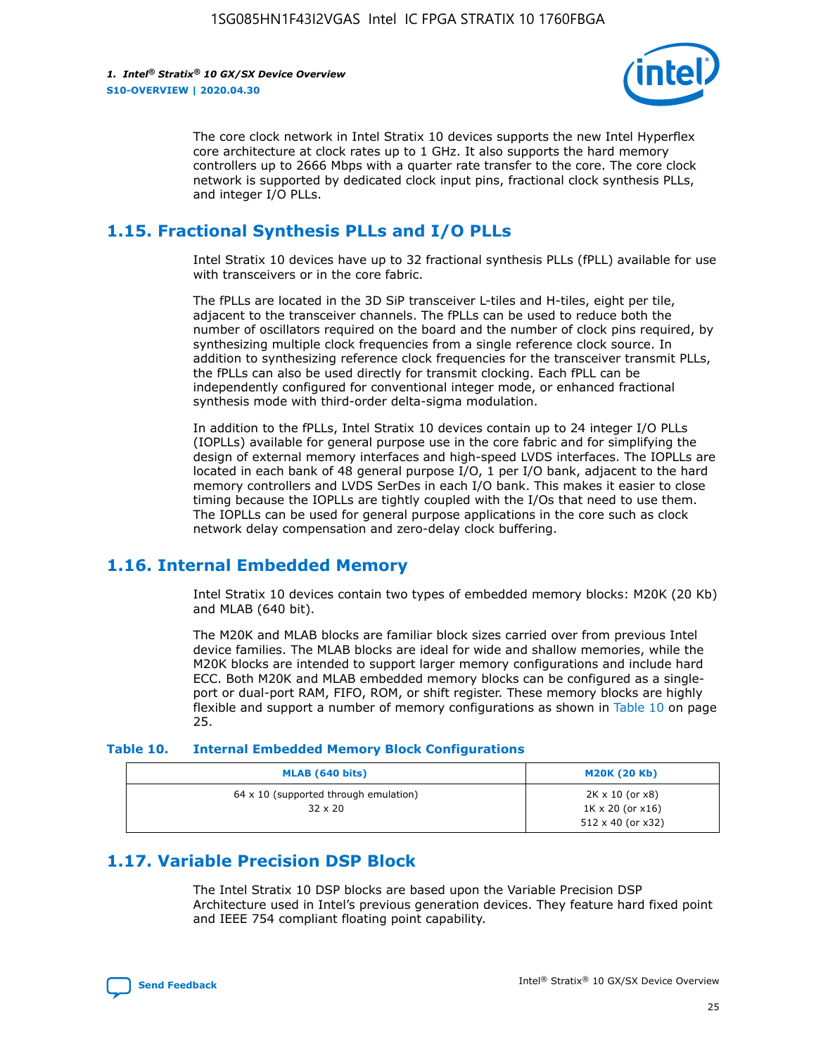The core clock network in Intel Stratix 10 devices supports the new Intel Hyperflex core architecture at clock rates up to 1 GHz. It also supports the hard memory controllers up to 2666 Mbps with a quarter rate transfer to the core. The core clock network is supported by dedicated clock input pins, fractional clock synthesis PLLs, and integer I/O PLLs.

## 1.15. Fractional Synthesis PLLs and I/O PLLs

Intel Stratix 10 devices have up to 32 fractional synthesis PLLs (fPLL) available for use with transceivers or in the core fabric.

The fPLLs are located in the 3D SiP transceiver L-tiles and H-tiles, eight per tile, adjacent to the transceiver channels. The fPLLs can be used to reduce both the number of oscillators required on the board and the number of clock pins required, by synthesizing multiple clock frequencies from a single reference clock source. In addition to synthesizing reference clock frequencies for the transceiver transmit PLLs, the fPLLs can also be used directly for transmit clocking. Each fPLL can be independently configured for conventional integer mode, or enhanced fractional synthesis mode with third-order delta-sigma modulation.

In addition to the fPLLs, Intel Stratix 10 devices contain up to 24 integer I/O PLLs (IOPLLs) available for general purpose use in the core fabric and for simplifying the design of external memory interfaces and high-speed LVDS interfaces. The IOPLLs are located in each bank of 48 general purpose I/O, 1 per I/O bank, adjacent to the hard memory controllers and LVDS SerDes in each I/O bank. This makes it easier to close timing because the IOPLLs are tightly coupled with the I/Os that need to use them. The IOPLLs can be used for general purpose applications in the core such as clock network delay compensation and zero-delay clock buffering.

## 1.16. Internal Embedded Memory

Intel Stratix 10 devices contain two types of embedded memory blocks: M20K (20 Kb) and MLAB (640 bit).

The M20K and MLAB blocks are familiar block sizes carried over from previous Intel device families. The MLAB blocks are ideal for wide and shallow memories, while the M20K blocks are intended to support larger memory configurations and include hard ECC. Both M20K and MLAB embedded memory blocks can be configured as a single-port or dual-port RAM, FIFO, ROM, or shift register. These memory blocks are highly flexible and support a number of memory configurations as shown in Table 10 on page 25.

**Table 10. Internal Embedded Memory Block Configurations**

| MLAB (640 bits) | M20K (20 Kb) |
|---|---|
| 64 x 10 (supported through emulation)<br>32 x 20 | 2K x 10 (or x8)<br>1K x 20 (or x16)<br>512 x 40 (or x32) |

## 1.17. Variable Precision DSP Block

The Intel Stratix 10 DSP blocks are based upon the Variable Precision DSP Architecture used in Intel's previous generation devices. They feature hard fixed point and IEEE 754 compliant floating point capability.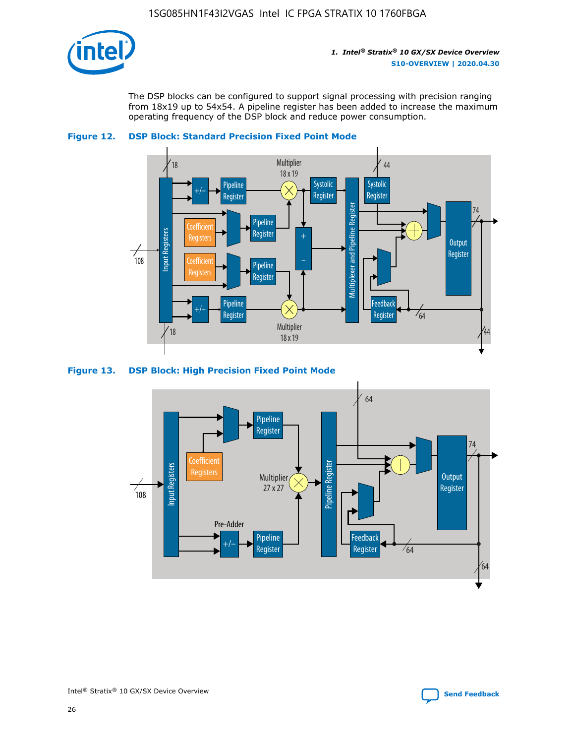The DSP blocks can be configured to support signal processing with precision ranging from 18x19 up to 54x54. A pipeline register has been added to increase the maximum operating frequency of the DSP block and reduce power consumption.

**Figure 12. DSP Block: Standard Precision Fixed Point Mode**

**Figure 13. DSP Block: High Precision Fixed Point Mode**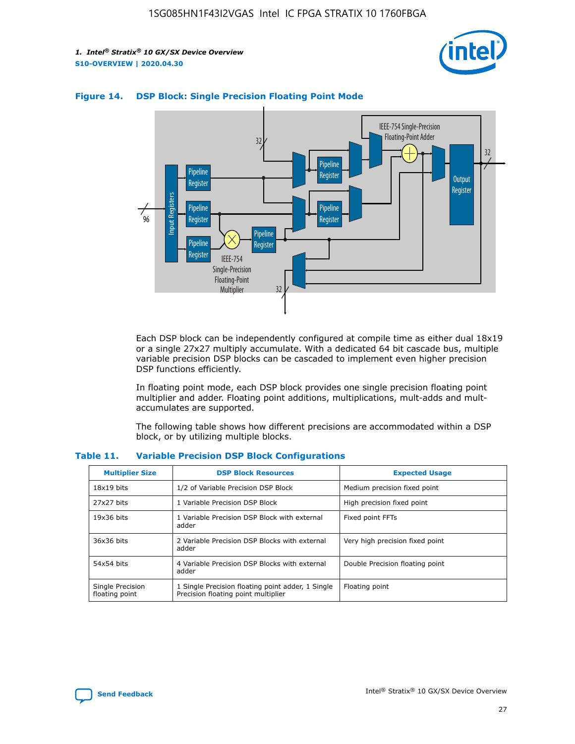**Figure 14. DSP Block: Single Precision Floating Point Mode**

Each DSP block can be independently configured at compile time as either dual 18x19 or a single 27x27 multiply accumulate. With a dedicated 64 bit cascade bus, multiple variable precision DSP blocks can be cascaded to implement even higher precision DSP functions efficiently.

In floating point mode, each DSP block provides one single precision floating point multiplier and adder. Floating point additions, multiplications, mult-adds and mult-accumulates are supported.

The following table shows how different precisions are accommodated within a DSP block, or by utilizing multiple blocks.

**Table 11. Variable Precision DSP Block Configurations**

| Multiplier Size | DSP Block Resources | Expected Usage |
|---|---|---|
| 18x19 bits | 1/2 of Variable Precision DSP Block | Medium precision fixed point |
| 27x27 bits | 1 Variable Precision DSP Block | High precision fixed point |
| 19x36 bits | 1 Variable Precision DSP Block with external adder | Fixed point FFTs |
| 36x36 bits | 2 Variable Precision DSP Blocks with external adder | Very high precision fixed point |
| 54x54 bits | 4 Variable Precision DSP Blocks with external adder | Double Precision floating point |
| Single Precision floating point | 1 Single Precision floating point adder, 1 Single Precision floating point multiplier | Floating point |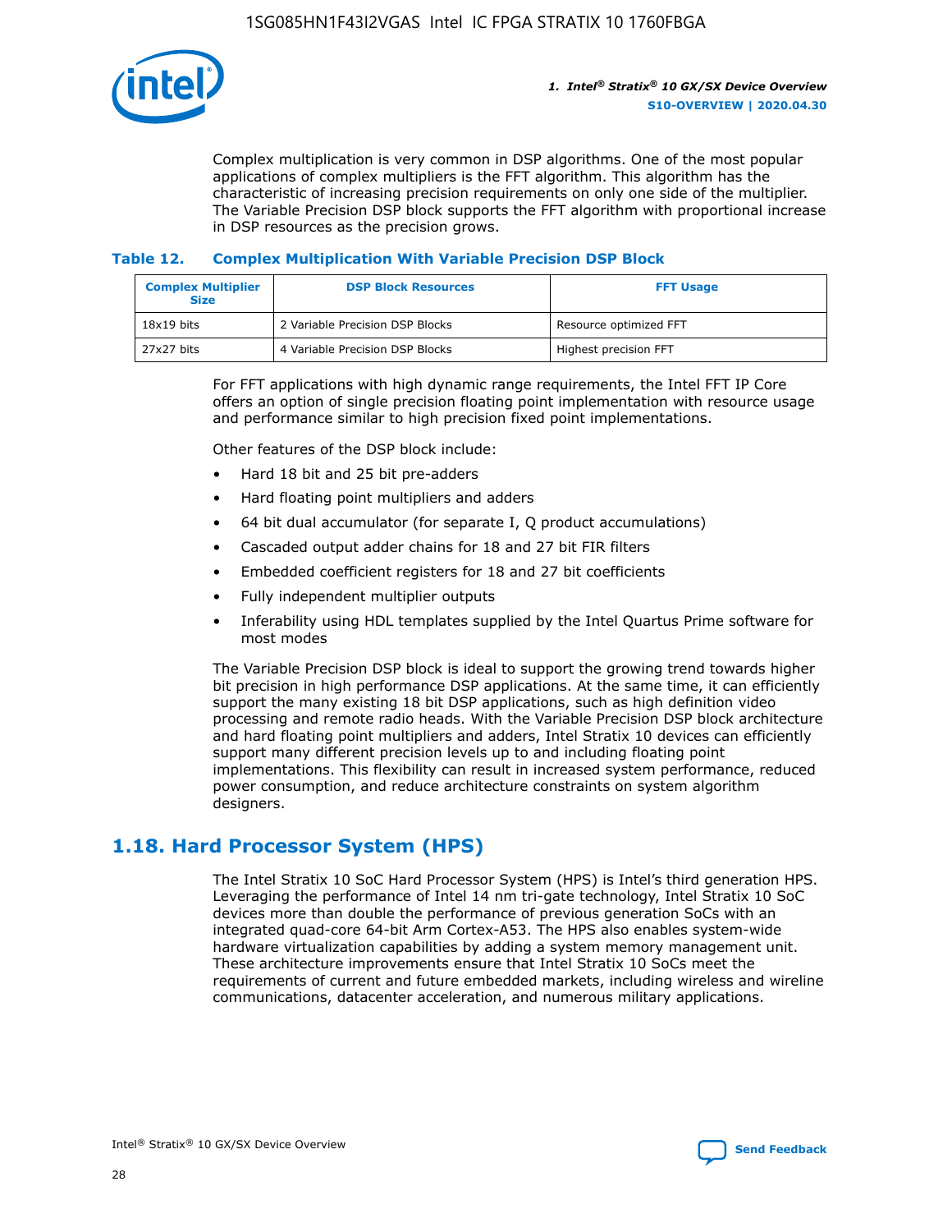Complex multiplication is very common in DSP algorithms. One of the most popular applications of complex multipliers is the FFT algorithm. This algorithm has the characteristic of increasing precision requirements on only one side of the multiplier. The Variable Precision DSP block supports the FFT algorithm with proportional increase in DSP resources as the precision grows.

**Table 12. Complex Multiplication With Variable Precision DSP Block**

| Complex Multiplier Size | DSP Block Resources | FFT Usage |
| --- | --- | --- |
| 18x19 bits | 2 Variable Precision DSP Blocks | Resource optimized FFT |
| 27x27 bits | 4 Variable Precision DSP Blocks | Highest precision FFT |

For FFT applications with high dynamic range requirements, the Intel FFT IP Core offers an option of single precision floating point implementation with resource usage and performance similar to high precision fixed point implementations.

Other features of the DSP block include:

- Hard 18 bit and 25 bit pre-adders
- Hard floating point multipliers and adders
- 64 bit dual accumulator (for separate I, Q product accumulations)
- Cascaded output adder chains for 18 and 27 bit FIR filters
- Embedded coefficient registers for 18 and 27 bit coefficients
- Fully independent multiplier outputs
- Inferability using HDL templates supplied by the Intel Quartus Prime software for most modes

The Variable Precision DSP block is ideal to support the growing trend towards higher bit precision in high performance DSP applications. At the same time, it can efficiently support the many existing 18 bit DSP applications, such as high definition video processing and remote radio heads. With the Variable Precision DSP block architecture and hard floating point multipliers and adders, Intel Stratix 10 devices can efficiently support many different precision levels up to and including floating point implementations. This flexibility can result in increased system performance, reduced power consumption, and reduce architecture constraints on system algorithm designers.

## 1.18. Hard Processor System (HPS)

The Intel Stratix 10 SoC Hard Processor System (HPS) is Intel's third generation HPS. Leveraging the performance of Intel 14 nm tri-gate technology, Intel Stratix 10 SoC devices more than double the performance of previous generation SoCs with an integrated quad-core 64-bit Arm Cortex-A53. The HPS also enables system-wide hardware virtualization capabilities by adding a system memory management unit. These architecture improvements ensure that Intel Stratix 10 SoCs meet the requirements of current and future embedded markets, including wireless and wireline communications, datacenter acceleration, and numerous military applications.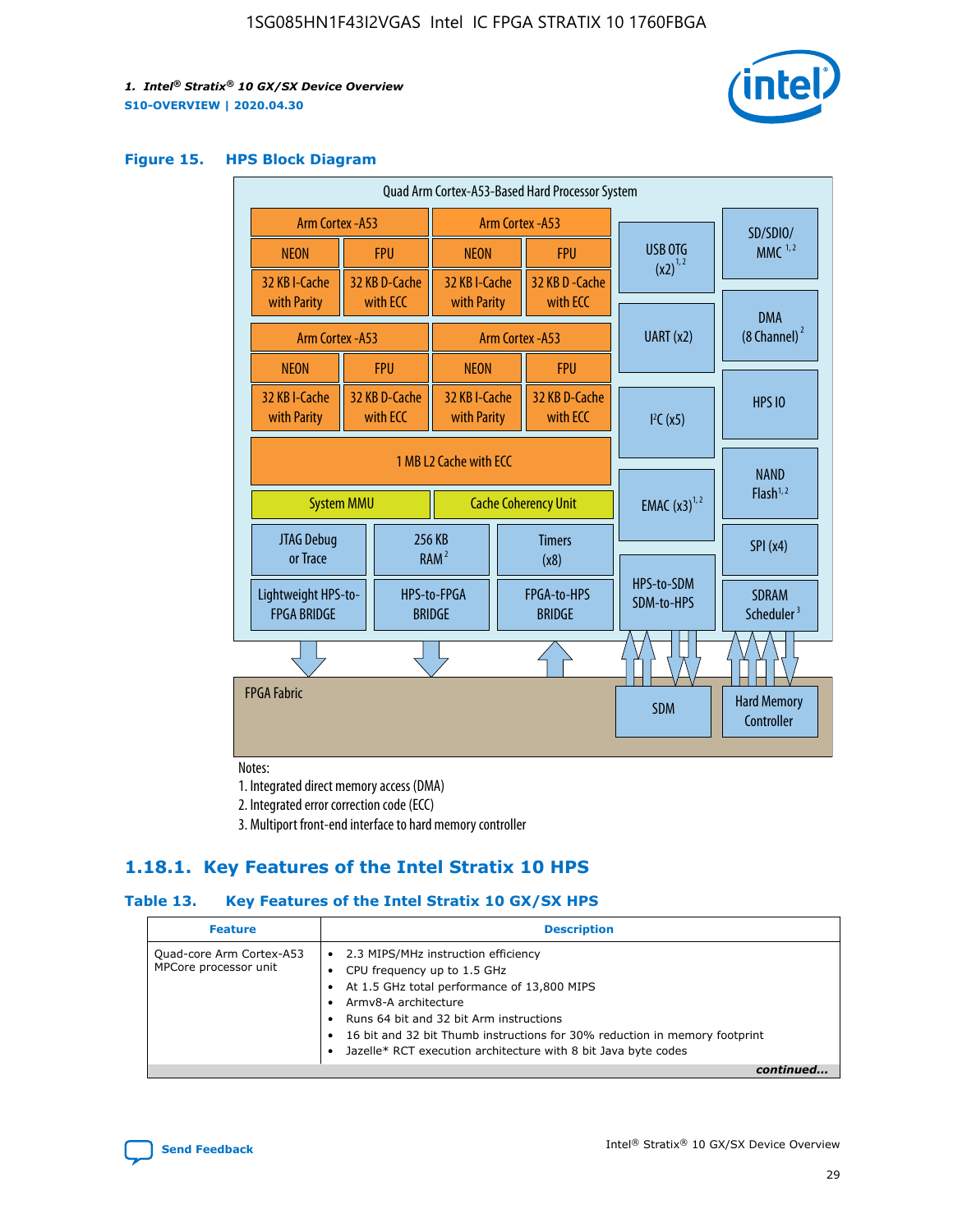**Figure 15. HPS Block Diagram**

Quad Arm Cortex-A53-Based Hard Processor System

| Arm Cortex-A53 | | Arm Cortex-A53 | |
|---|---|---|---|
| NEON | FPU | NEON | FPU |
| 32 KB I-Cache with Parity | 32 KB D-Cache with ECC | 32 KB I-Cache with Parity | 32 KB D-Cache with ECC |
| Arm Cortex-A53 | | Arm Cortex-A53 | |
| NEON | FPU | NEON | FPU |
| 32 KB I-Cache with Parity | 32 KB D-Cache with ECC | 32 KB I-Cache with Parity | 32 KB D-Cache with ECC |

1 MB L2 Cache with ECC

System MMU | Cache Coherency Unit

JTAG Debug or Trace | 256 KB RAM[2] | Timers (x8)

Lightweight HPS-to-FPGA BRIDGE | HPS-to-FPGA BRIDGE | FPGA-to-HPS BRIDGE

USB OTG (x2)[1,2] | UART (x2) | I²C (x5) | EMAC (x3)[1,2] | HPS-to-SDM SDM-to-HPS

SD/SDIO/MMC[1,2] | DMA (8 Channel)[2] | HPS IO | NAND Flash[1,2] | SPI (x4) | SDRAM Scheduler[3]

FPGA Fabric | SDM | Hard Memory Controller

Notes:
1. Integrated direct memory access (DMA)
2. Integrated error correction code (ECC)
3. Multiport front-end interface to hard memory controller

## 1.18.1. Key Features of the Intel Stratix 10 HPS

**Table 13. Key Features of the Intel Stratix 10 GX/SX HPS**

| Feature | Description |
|---|---|
| Quad-core Arm Cortex-A53 MPCore processor unit | • 2.3 MIPS/MHz instruction efficiency<br>• CPU frequency up to 1.5 GHz<br>• At 1.5 GHz total performance of 13,800 MIPS<br>• Armv8-A architecture<br>• Runs 64 bit and 32 bit Arm instructions<br>• 16 bit and 32 bit Thumb instructions for 30% reduction in memory footprint<br>• Jazelle* RCT execution architecture with 8 bit Java byte codes |

*continued...*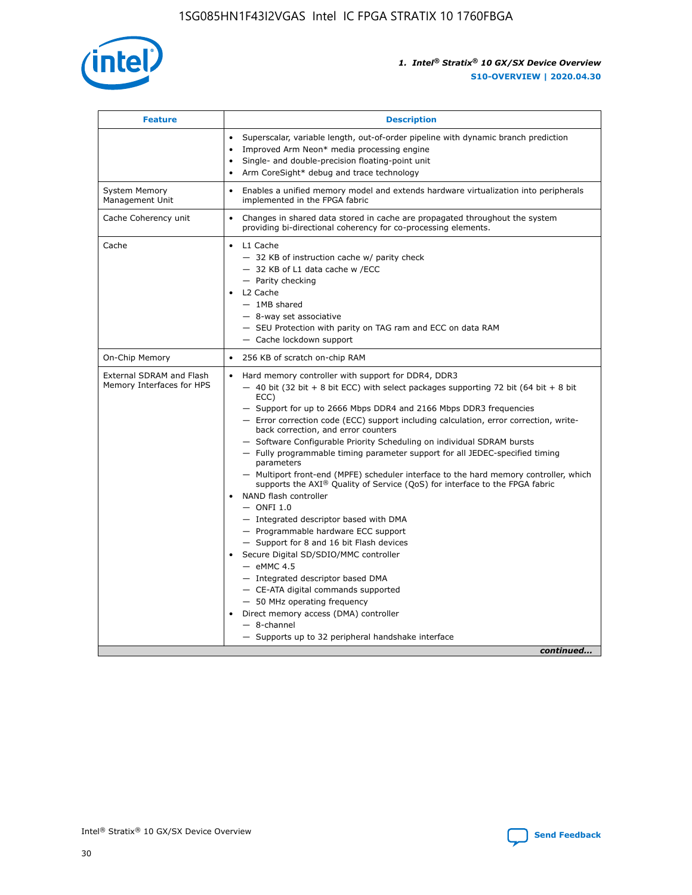| Feature | Description |
| --- | --- |
| | • Superscalar, variable length, out-of-order pipeline with dynamic branch prediction<br>• Improved Arm Neon* media processing engine<br>• Single- and double-precision floating-point unit<br>• Arm CoreSight* debug and trace technology |
| System Memory Management Unit | • Enables a unified memory model and extends hardware virtualization into peripherals implemented in the FPGA fabric |
| Cache Coherency unit | • Changes in shared data stored in cache are propagated throughout the system providing bi-directional coherency for co-processing elements. |
| Cache | • L1 Cache<br>— 32 KB of instruction cache w/ parity check<br>— 32 KB of L1 data cache w /ECC<br>— Parity checking<br>• L2 Cache<br>— 1MB shared<br>— 8-way set associative<br>— SEU Protection with parity on TAG ram and ECC on data RAM<br>— Cache lockdown support |
| On-Chip Memory | • 256 KB of scratch on-chip RAM |
| External SDRAM and Flash Memory Interfaces for HPS | • Hard memory controller with support for DDR4, DDR3<br>— 40 bit (32 bit + 8 bit ECC) with select packages supporting 72 bit (64 bit + 8 bit ECC)<br>— Support for up to 2666 Mbps DDR4 and 2166 Mbps DDR3 frequencies<br>— Error correction code (ECC) support including calculation, error correction, write-back correction, and error counters<br>— Software Configurable Priority Scheduling on individual SDRAM bursts<br>— Fully programmable timing parameter support for all JEDEC-specified timing parameters<br>— Multiport front-end (MPFE) scheduler interface to the hard memory controller, which supports the AXI® Quality of Service (QoS) for interface to the FPGA fabric<br>• NAND flash controller<br>— ONFI 1.0<br>— Integrated descriptor based with DMA<br>— Programmable hardware ECC support<br>— Support for 8 and 16 bit Flash devices<br>• Secure Digital SD/SDIO/MMC controller<br>— eMMC 4.5<br>— Integrated descriptor based DMA<br>— CE-ATA digital commands supported<br>— 50 MHz operating frequency<br>• Direct memory access (DMA) controller<br>— 8-channel<br>— Supports up to 32 peripheral handshake interface |

*continued...*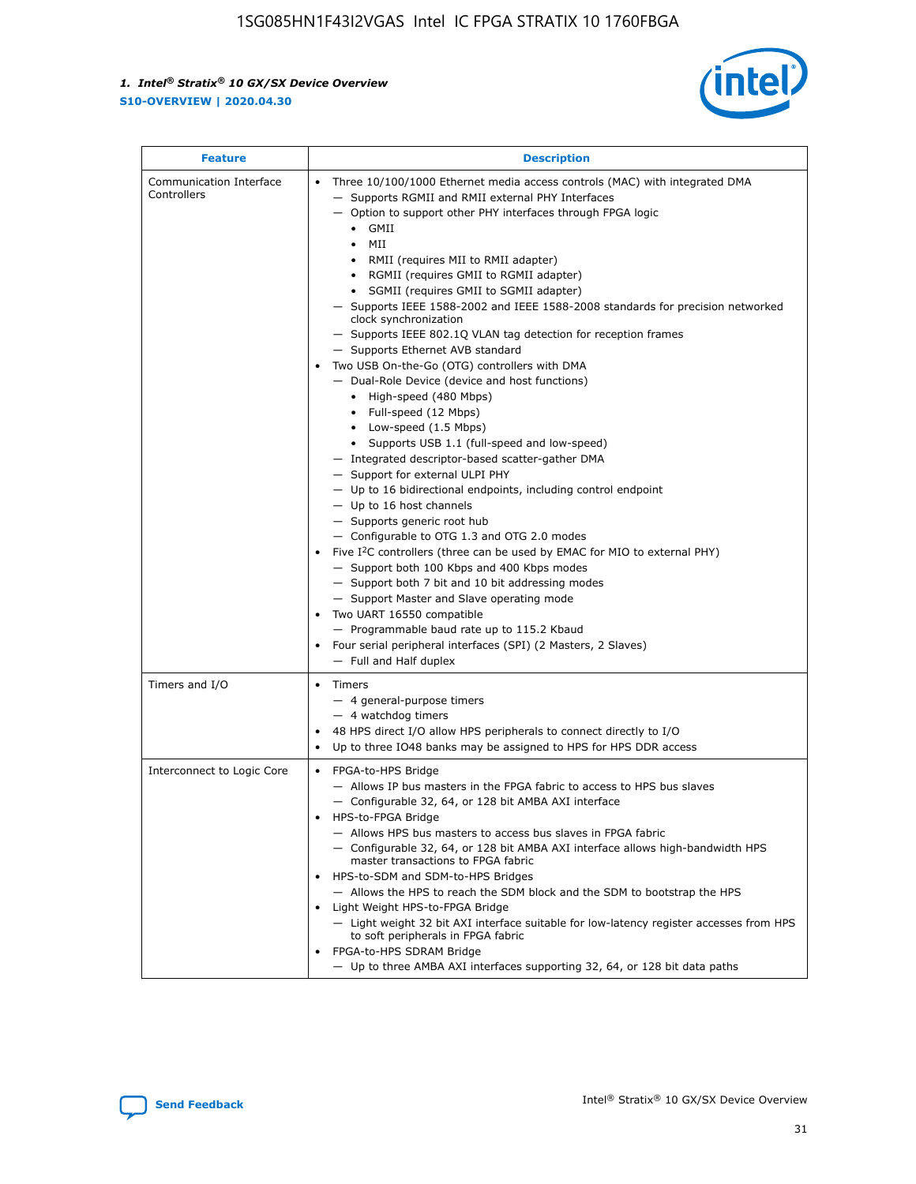| Feature | Description |
| --- | --- |
| Communication Interface Controllers | • Three 10/100/1000 Ethernet media access controls (MAC) with integrated DMA<br>— Supports RGMII and RMII external PHY Interfaces<br>— Option to support other PHY interfaces through FPGA logic<br>• GMII<br>• MII<br>• RMII (requires MII to RMII adapter)<br>• RGMII (requires GMII to RGMII adapter)<br>• SGMII (requires GMII to SGMII adapter)<br>— Supports IEEE 1588-2002 and IEEE 1588-2008 standards for precision networked clock synchronization<br>— Supports IEEE 802.1Q VLAN tag detection for reception frames<br>— Supports Ethernet AVB standard<br>• Two USB On-the-Go (OTG) controllers with DMA<br>— Dual-Role Device (device and host functions)<br>• High-speed (480 Mbps)<br>• Full-speed (12 Mbps)<br>• Low-speed (1.5 Mbps)<br>• Supports USB 1.1 (full-speed and low-speed)<br>— Integrated descriptor-based scatter-gather DMA<br>— Support for external ULPI PHY<br>— Up to 16 bidirectional endpoints, including control endpoint<br>— Up to 16 host channels<br>— Supports generic root hub<br>— Configurable to OTG 1.3 and OTG 2.0 modes<br>• Five I²C controllers (three can be used by EMAC for MIO to external PHY)<br>— Support both 100 Kbps and 400 Kbps modes<br>— Support both 7 bit and 10 bit addressing modes<br>— Support Master and Slave operating mode<br>• Two UART 16550 compatible<br>— Programmable baud rate up to 115.2 Kbaud<br>• Four serial peripheral interfaces (SPI) (2 Masters, 2 Slaves)<br>— Full and Half duplex |
| Timers and I/O | • Timers<br>— 4 general-purpose timers<br>— 4 watchdog timers<br>• 48 HPS direct I/O allow HPS peripherals to connect directly to I/O<br>• Up to three IO48 banks may be assigned to HPS for HPS DDR access |
| Interconnect to Logic Core | • FPGA-to-HPS Bridge<br>— Allows IP bus masters in the FPGA fabric to access to HPS bus slaves<br>— Configurable 32, 64, or 128 bit AMBA AXI interface<br>• HPS-to-FPGA Bridge<br>— Allows HPS bus masters to access bus slaves in FPGA fabric<br>— Configurable 32, 64, or 128 bit AMBA AXI interface allows high-bandwidth HPS master transactions to FPGA fabric<br>• HPS-to-SDM and SDM-to-HPS Bridges<br>— Allows the HPS to reach the SDM block and the SDM to bootstrap the HPS<br>• Light Weight HPS-to-FPGA Bridge<br>— Light weight 32 bit AXI interface suitable for low-latency register accesses from HPS to soft peripherals in FPGA fabric<br>• FPGA-to-HPS SDRAM Bridge<br>— Up to three AMBA AXI interfaces supporting 32, 64, or 128 bit data paths |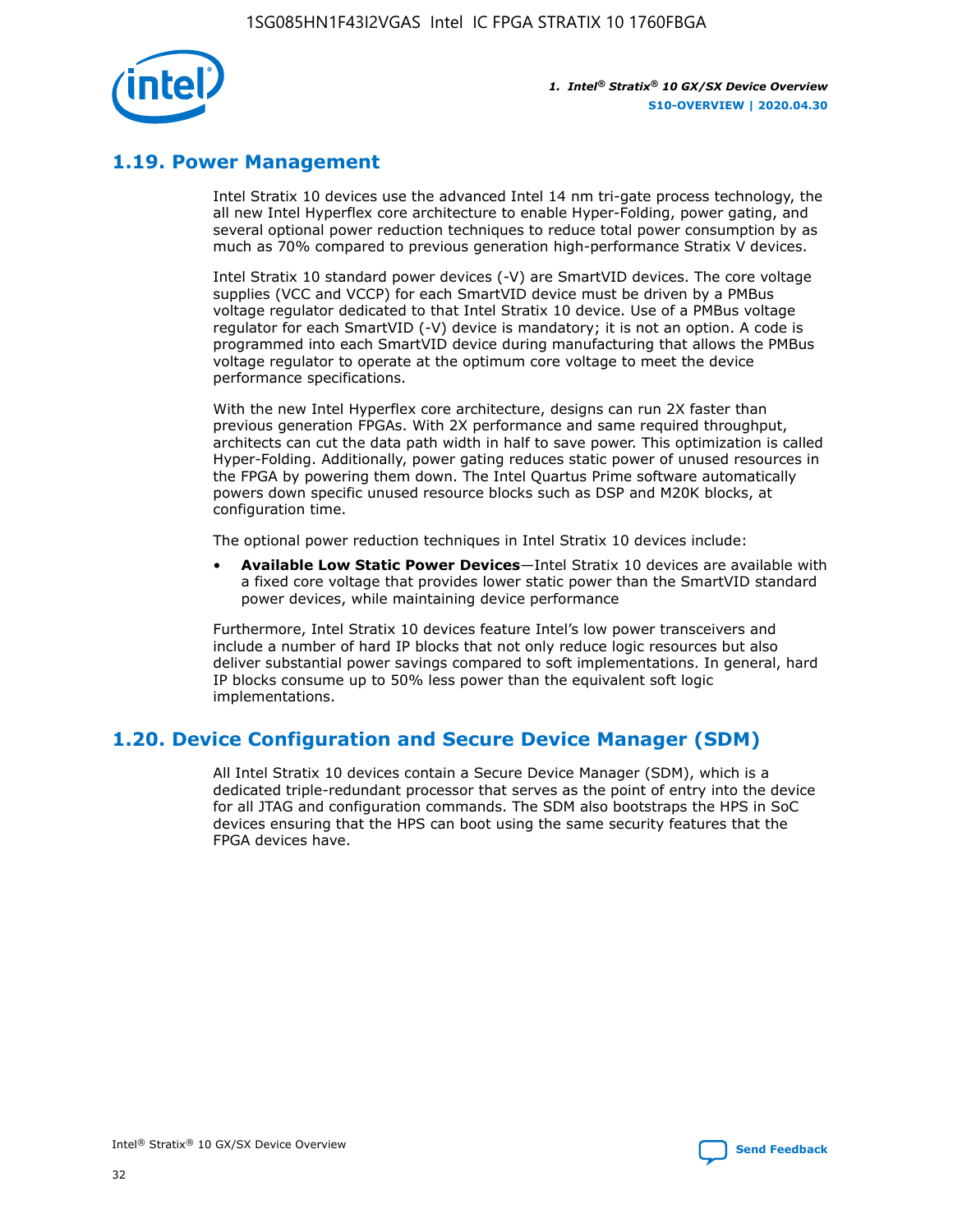## 1.19. Power Management

Intel Stratix 10 devices use the advanced Intel 14 nm tri-gate process technology, the all new Intel Hyperflex core architecture to enable Hyper-Folding, power gating, and several optional power reduction techniques to reduce total power consumption by as much as 70% compared to previous generation high-performance Stratix V devices.

Intel Stratix 10 standard power devices (-V) are SmartVID devices. The core voltage supplies (VCC and VCCP) for each SmartVID device must be driven by a PMBus voltage regulator dedicated to that Intel Stratix 10 device. Use of a PMBus voltage regulator for each SmartVID (-V) device is mandatory; it is not an option. A code is programmed into each SmartVID device during manufacturing that allows the PMBus voltage regulator to operate at the optimum core voltage to meet the device performance specifications.

With the new Intel Hyperflex core architecture, designs can run 2X faster than previous generation FPGAs. With 2X performance and same required throughput, architects can cut the data path width in half to save power. This optimization is called Hyper-Folding. Additionally, power gating reduces static power of unused resources in the FPGA by powering them down. The Intel Quartus Prime software automatically powers down specific unused resource blocks such as DSP and M20K blocks, at configuration time.

The optional power reduction techniques in Intel Stratix 10 devices include:

- **Available Low Static Power Devices**—Intel Stratix 10 devices are available with a fixed core voltage that provides lower static power than the SmartVID standard power devices, while maintaining device performance

Furthermore, Intel Stratix 10 devices feature Intel's low power transceivers and include a number of hard IP blocks that not only reduce logic resources but also deliver substantial power savings compared to soft implementations. In general, hard IP blocks consume up to 50% less power than the equivalent soft logic implementations.

## 1.20. Device Configuration and Secure Device Manager (SDM)

All Intel Stratix 10 devices contain a Secure Device Manager (SDM), which is a dedicated triple-redundant processor that serves as the point of entry into the device for all JTAG and configuration commands. The SDM also bootstraps the HPS in SoC devices ensuring that the HPS can boot using the same security features that the FPGA devices have.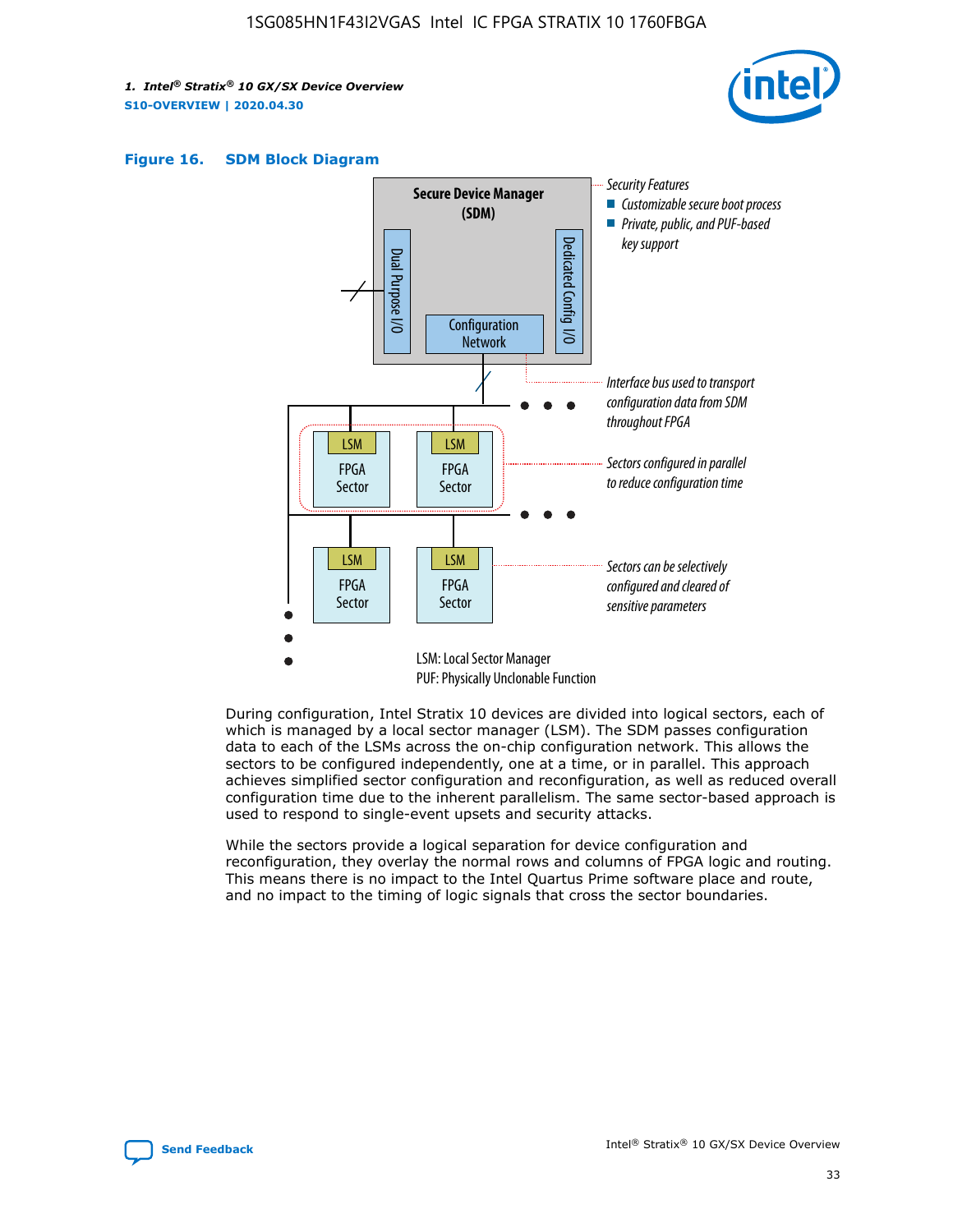**Figure 16. SDM Block Diagram**

Secure Device Manager (SDM)

Dual Purpose I/O

Dedicated Config I/O

Configuration Network

Security Features
- Customizable secure boot process
- Private, public, and PUF-based key support

Interface bus used to transport configuration data from SDM throughout FPGA

Sectors configured in parallel to reduce configuration time

Sectors can be selectively configured and cleared of sensitive parameters

LSM: Local Sector Manager
PUF: Physically Unclonable Function

During configuration, Intel Stratix 10 devices are divided into logical sectors, each of which is managed by a local sector manager (LSM). The SDM passes configuration data to each of the LSMs across the on-chip configuration network. This allows the sectors to be configured independently, one at a time, or in parallel. This approach achieves simplified sector configuration and reconfiguration, as well as reduced overall configuration time due to the inherent parallelism. The same sector-based approach is used to respond to single-event upsets and security attacks.

While the sectors provide a logical separation for device configuration and reconfiguration, they overlay the normal rows and columns of FPGA logic and routing. This means there is no impact to the Intel Quartus Prime software place and route, and no impact to the timing of logic signals that cross the sector boundaries.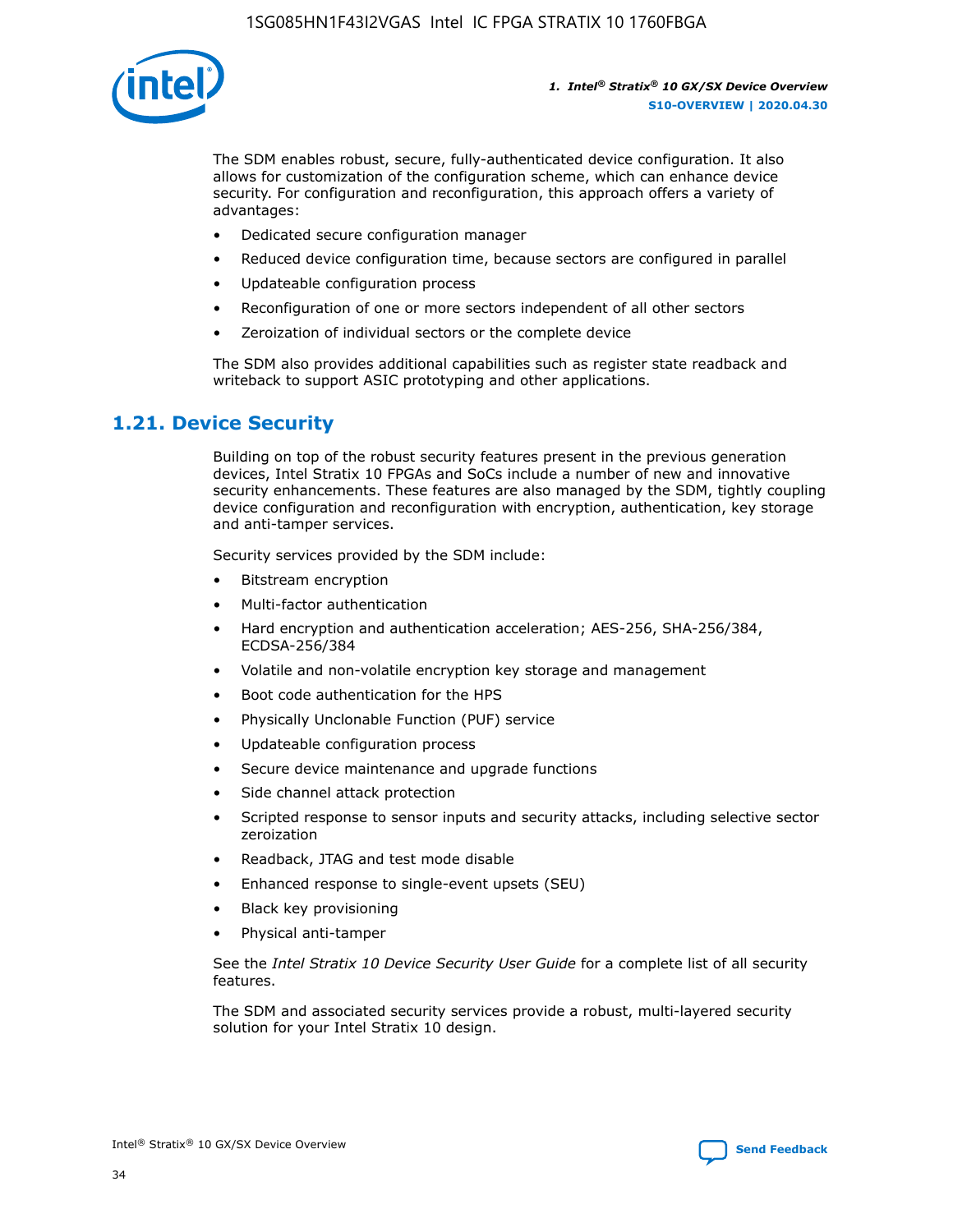The SDM enables robust, secure, fully-authenticated device configuration. It also allows for customization of the configuration scheme, which can enhance device security. For configuration and reconfiguration, this approach offers a variety of advantages:

- Dedicated secure configuration manager
- Reduced device configuration time, because sectors are configured in parallel
- Updateable configuration process
- Reconfiguration of one or more sectors independent of all other sectors
- Zeroization of individual sectors or the complete device

The SDM also provides additional capabilities such as register state readback and writeback to support ASIC prototyping and other applications.

## 1.21. Device Security

Building on top of the robust security features present in the previous generation devices, Intel Stratix 10 FPGAs and SoCs include a number of new and innovative security enhancements. These features are also managed by the SDM, tightly coupling device configuration and reconfiguration with encryption, authentication, key storage and anti-tamper services.

Security services provided by the SDM include:

- Bitstream encryption
- Multi-factor authentication
- Hard encryption and authentication acceleration; AES-256, SHA-256/384, ECDSA-256/384
- Volatile and non-volatile encryption key storage and management
- Boot code authentication for the HPS
- Physically Unclonable Function (PUF) service
- Updateable configuration process
- Secure device maintenance and upgrade functions
- Side channel attack protection
- Scripted response to sensor inputs and security attacks, including selective sector zeroization
- Readback, JTAG and test mode disable
- Enhanced response to single-event upsets (SEU)
- Black key provisioning
- Physical anti-tamper

See the *Intel Stratix 10 Device Security User Guide* for a complete list of all security features.

The SDM and associated security services provide a robust, multi-layered security solution for your Intel Stratix 10 design.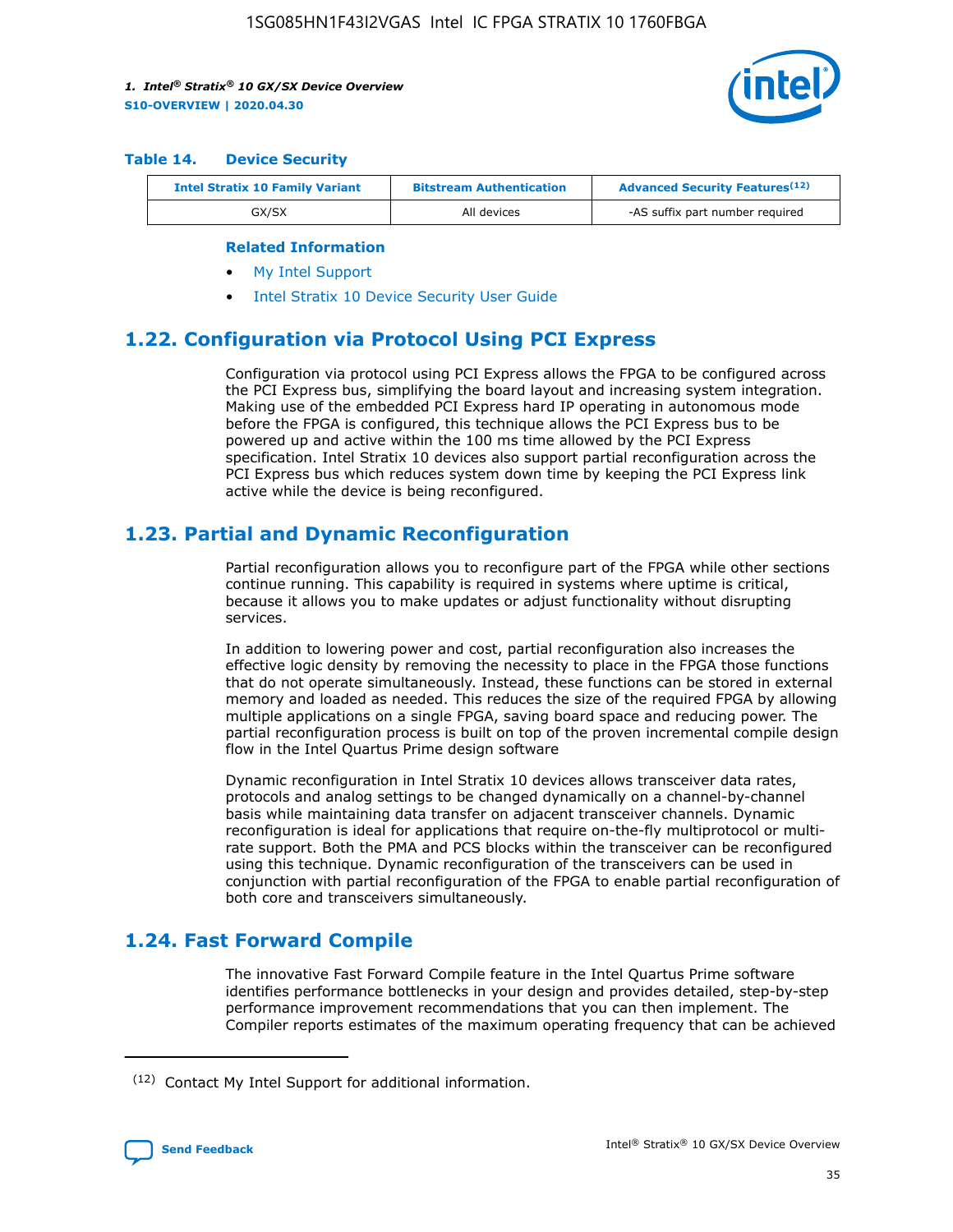#### Table 14. Device Security

| Intel Stratix 10 Family Variant | Bitstream Authentication | Advanced Security Features[(12)] |
|---|---|---|
| GX/SX | All devices | -AS suffix part number required |

**Related Information**

- My Intel Support
- Intel Stratix 10 Device Security User Guide

## 1.22. Configuration via Protocol Using PCI Express

Configuration via protocol using PCI Express allows the FPGA to be configured across the PCI Express bus, simplifying the board layout and increasing system integration. Making use of the embedded PCI Express hard IP operating in autonomous mode before the FPGA is configured, this technique allows the PCI Express bus to be powered up and active within the 100 ms time allowed by the PCI Express specification. Intel Stratix 10 devices also support partial reconfiguration across the PCI Express bus which reduces system down time by keeping the PCI Express link active while the device is being reconfigured.

## 1.23. Partial and Dynamic Reconfiguration

Partial reconfiguration allows you to reconfigure part of the FPGA while other sections continue running. This capability is required in systems where uptime is critical, because it allows you to make updates or adjust functionality without disrupting services.

In addition to lowering power and cost, partial reconfiguration also increases the effective logic density by removing the necessity to place in the FPGA those functions that do not operate simultaneously. Instead, these functions can be stored in external memory and loaded as needed. This reduces the size of the required FPGA by allowing multiple applications on a single FPGA, saving board space and reducing power. The partial reconfiguration process is built on top of the proven incremental compile design flow in the Intel Quartus Prime design software

Dynamic reconfiguration in Intel Stratix 10 devices allows transceiver data rates, protocols and analog settings to be changed dynamically on a channel-by-channel basis while maintaining data transfer on adjacent transceiver channels. Dynamic reconfiguration is ideal for applications that require on-the-fly multiprotocol or multi-rate support. Both the PMA and PCS blocks within the transceiver can be reconfigured using this technique. Dynamic reconfiguration of the transceivers can be used in conjunction with partial reconfiguration of the FPGA to enable partial reconfiguration of both core and transceivers simultaneously.

## 1.24. Fast Forward Compile

The innovative Fast Forward Compile feature in the Intel Quartus Prime software identifies performance bottlenecks in your design and provides detailed, step-by-step performance improvement recommendations that you can then implement. The Compiler reports estimates of the maximum operating frequency that can be achieved

(12) Contact My Intel Support for additional information.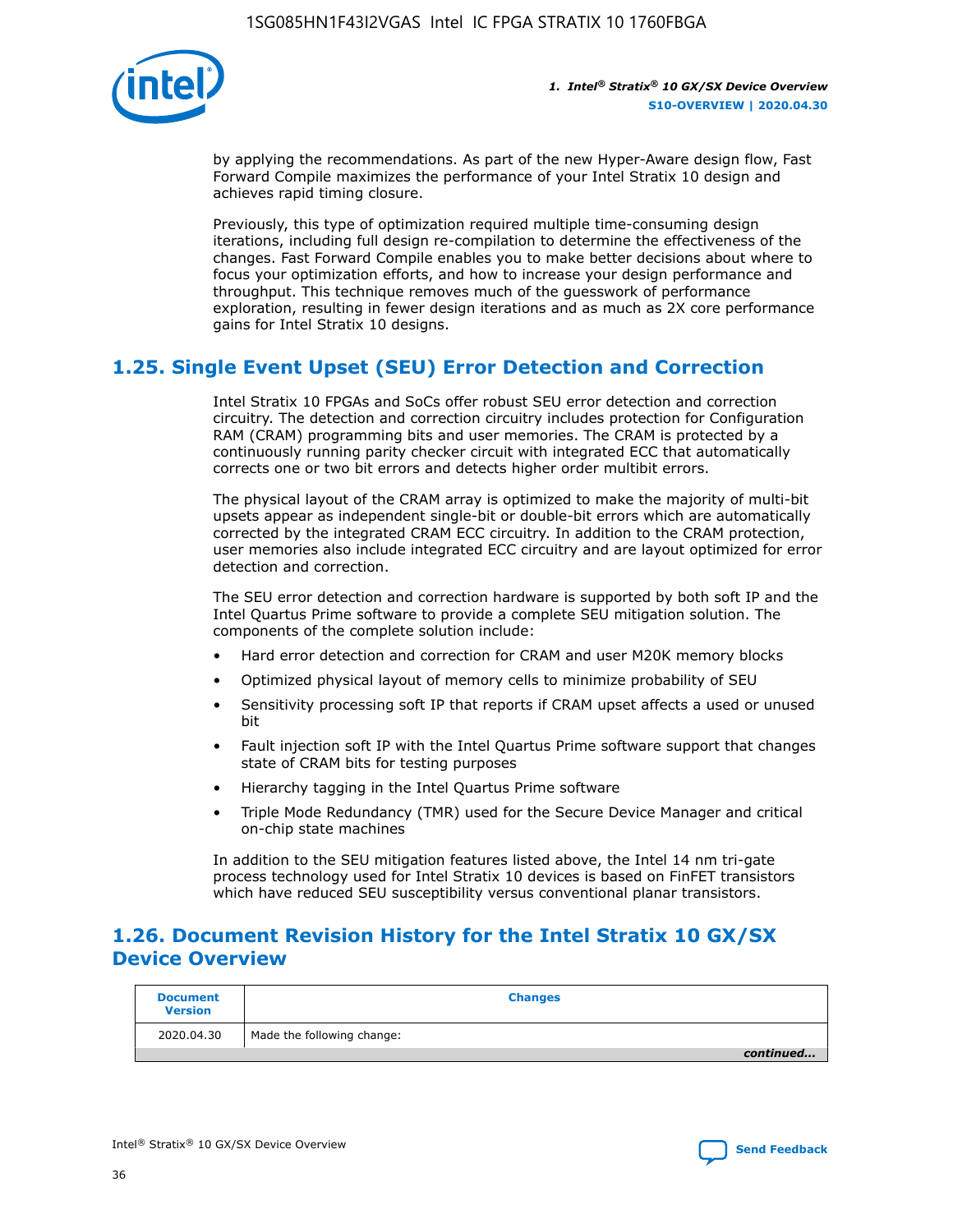by applying the recommendations. As part of the new Hyper-Aware design flow, Fast Forward Compile maximizes the performance of your Intel Stratix 10 design and achieves rapid timing closure.

Previously, this type of optimization required multiple time-consuming design iterations, including full design re-compilation to determine the effectiveness of the changes. Fast Forward Compile enables you to make better decisions about where to focus your optimization efforts, and how to increase your design performance and throughput. This technique removes much of the guesswork of performance exploration, resulting in fewer design iterations and as much as 2X core performance gains for Intel Stratix 10 designs.

## 1.25. Single Event Upset (SEU) Error Detection and Correction

Intel Stratix 10 FPGAs and SoCs offer robust SEU error detection and correction circuitry. The detection and correction circuitry includes protection for Configuration RAM (CRAM) programming bits and user memories. The CRAM is protected by a continuously running parity checker circuit with integrated ECC that automatically corrects one or two bit errors and detects higher order multibit errors.

The physical layout of the CRAM array is optimized to make the majority of multi-bit upsets appear as independent single-bit or double-bit errors which are automatically corrected by the integrated CRAM ECC circuitry. In addition to the CRAM protection, user memories also include integrated ECC circuitry and are layout optimized for error detection and correction.

The SEU error detection and correction hardware is supported by both soft IP and the Intel Quartus Prime software to provide a complete SEU mitigation solution. The components of the complete solution include:

- Hard error detection and correction for CRAM and user M20K memory blocks
- Optimized physical layout of memory cells to minimize probability of SEU
- Sensitivity processing soft IP that reports if CRAM upset affects a used or unused bit
- Fault injection soft IP with the Intel Quartus Prime software support that changes state of CRAM bits for testing purposes
- Hierarchy tagging in the Intel Quartus Prime software
- Triple Mode Redundancy (TMR) used for the Secure Device Manager and critical on-chip state machines

In addition to the SEU mitigation features listed above, the Intel 14 nm tri-gate process technology used for Intel Stratix 10 devices is based on FinFET transistors which have reduced SEU susceptibility versus conventional planar transistors.

## 1.26. Document Revision History for the Intel Stratix 10 GX/SX Device Overview

| Document Version | Changes |
| --- | --- |
| 2020.04.30 | Made the following change: |

*continued...*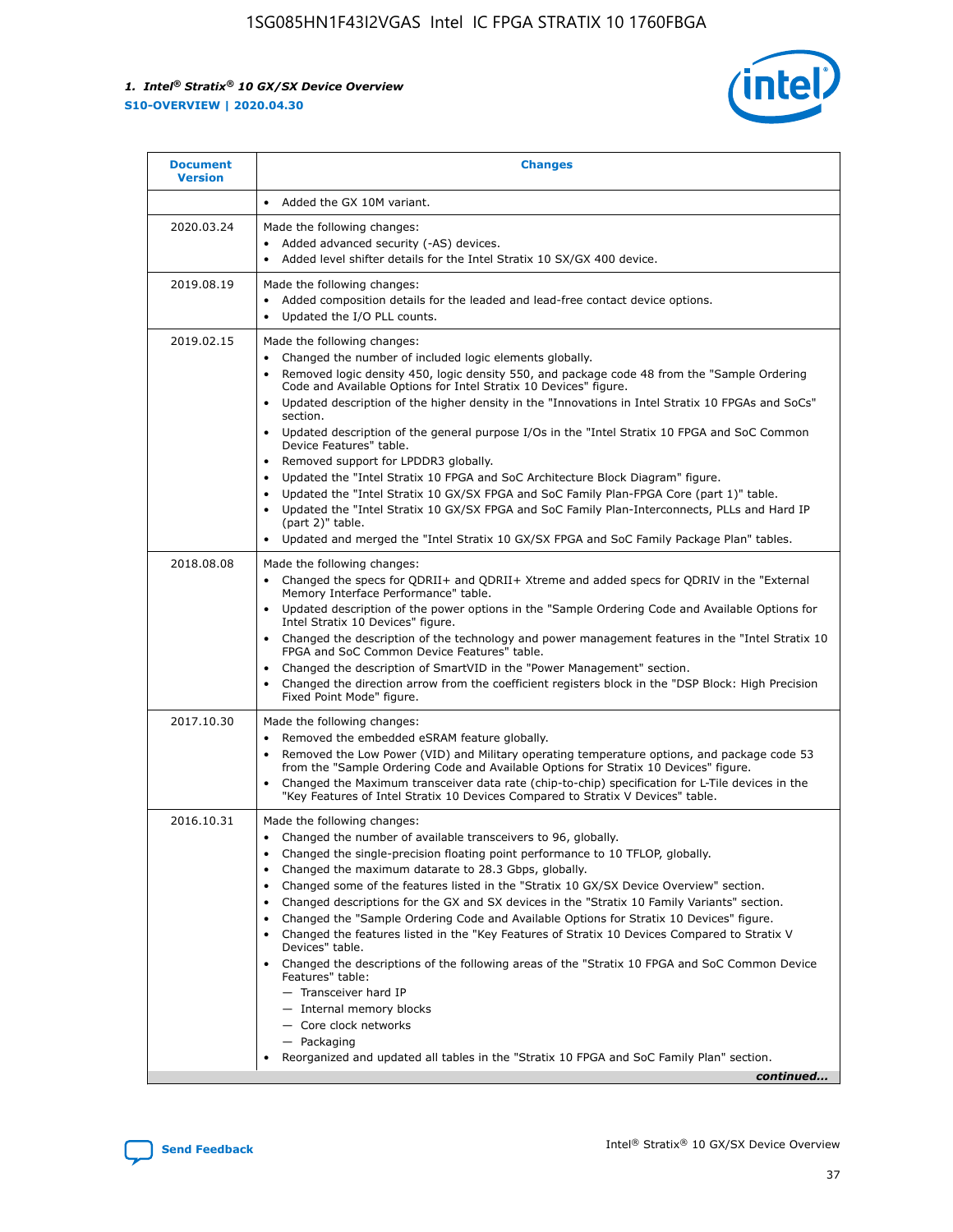| Document Version | Changes |
| --- | --- |
| | • Added the GX 10M variant. |
| 2020.03.24 | Made the following changes:<br>• Added advanced security (-AS) devices.<br>• Added level shifter details for the Intel Stratix 10 SX/GX 400 device. |
| 2019.08.19 | Made the following changes:<br>• Added composition details for the leaded and lead-free contact device options.<br>• Updated the I/O PLL counts. |
| 2019.02.15 | Made the following changes:<br>• Changed the number of included logic elements globally.<br>• Removed logic density 450, logic density 550, and package code 48 from the "Sample Ordering Code and Available Options for Intel Stratix 10 Devices" figure.<br>• Updated description of the higher density in the "Innovations in Intel Stratix 10 FPGAs and SoCs" section.<br>• Updated description of the general purpose I/Os in the "Intel Stratix 10 FPGA and SoC Common Device Features" table.<br>• Removed support for LPDDR3 globally.<br>• Updated the "Intel Stratix 10 FPGA and SoC Architecture Block Diagram" figure.<br>• Updated the "Intel Stratix 10 GX/SX FPGA and SoC Family Plan-FPGA Core (part 1)" table.<br>• Updated the "Intel Stratix 10 GX/SX FPGA and SoC Family Plan-Interconnects, PLLs and Hard IP (part 2)" table.<br>• Updated and merged the "Intel Stratix 10 GX/SX FPGA and SoC Family Package Plan" tables. |
| 2018.08.08 | Made the following changes:<br>• Changed the specs for QDRII+ and QDRII+ Xtreme and added specs for QDRIV in the "External Memory Interface Performance" table.<br>• Updated description of the power options in the "Sample Ordering Code and Available Options for Intel Stratix 10 Devices" figure.<br>• Changed the description of the technology and power management features in the "Intel Stratix 10 FPGA and SoC Common Device Features" table.<br>• Changed the description of SmartVID in the "Power Management" section.<br>• Changed the direction arrow from the coefficient registers block in the "DSP Block: High Precision Fixed Point Mode" figure. |
| 2017.10.30 | Made the following changes:<br>• Removed the embedded eSRAM feature globally.<br>• Removed the Low Power (VID) and Military operating temperature options, and package code 53 from the "Sample Ordering Code and Available Options for Intel Stratix 10 Devices" figure.<br>• Changed the Maximum transceiver data rate (chip-to-chip) specification for L-Tile devices in the "Key Features of Intel Stratix 10 Devices Compared to Stratix V Devices" table. |
| 2016.10.31 | Made the following changes:<br>• Changed the number of available transceivers to 96, globally.<br>• Changed the single-precision floating point performance to 10 TFLOP, globally.<br>• Changed the maximum datarate to 28.3 Gbps, globally.<br>• Changed some of the features listed in the "Stratix 10 GX/SX Device Overview" section.<br>• Changed descriptions for the GX and SX devices in the "Stratix 10 Family Variants" section.<br>• Changed the "Sample Ordering Code and Available Options for Stratix 10 Devices" figure.<br>• Changed the features listed in the "Key Features of Stratix 10 Devices Compared to Stratix V Devices" table.<br>• Changed the descriptions of the following areas of the "Stratix 10 FPGA and SoC Common Device Features" table:<br>— Transceiver hard IP<br>— Internal memory blocks<br>— Core clock networks<br>— Packaging<br>• Reorganized and updated all tables in the "Stratix 10 FPGA and SoC Family Plan" section. |

*continued...*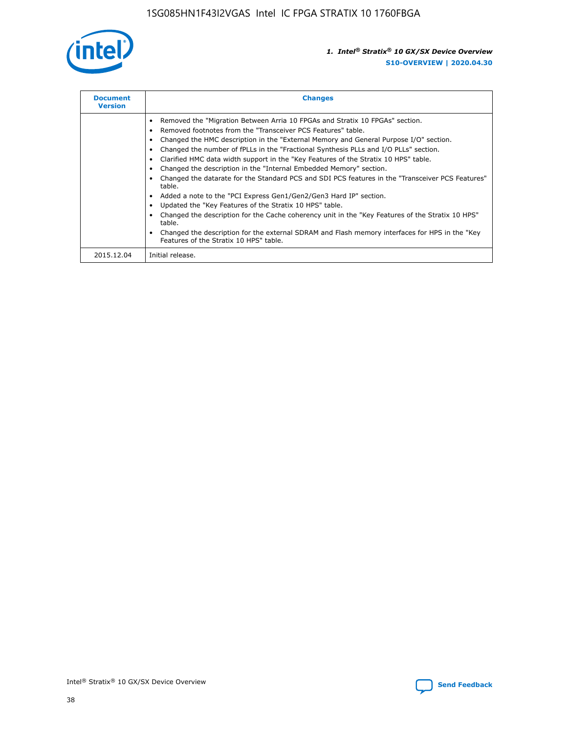| Document Version | Changes |
| --- | --- |
|  | • Removed the "Migration Between Arria 10 FPGAs and Stratix 10 FPGAs" section.<br>• Removed footnotes from the "Transceiver PCS Features" table.<br>• Changed the HMC description in the "External Memory and General Purpose I/O" section.<br>• Changed the number of fPLLs in the "Fractional Synthesis PLLs and I/O PLLs" section.<br>• Clarified HMC data width support in the "Key Features of the Stratix 10 HPS" table.<br>• Changed the description in the "Internal Embedded Memory" section.<br>• Changed the datarate for the Standard PCS and SDI PCS features in the "Transceiver PCS Features" table.<br>• Added a note to the "PCI Express Gen1/Gen2/Gen3 Hard IP" section.<br>• Updated the "Key Features of the Stratix 10 HPS" table.<br>• Changed the description for the Cache coherency unit in the "Key Features of the Stratix 10 HPS" table.<br>• Changed the description for the external SDRAM and Flash memory interfaces for HPS in the "Key Features of the Stratix 10 HPS" table. |
| 2015.12.04 | Initial release. |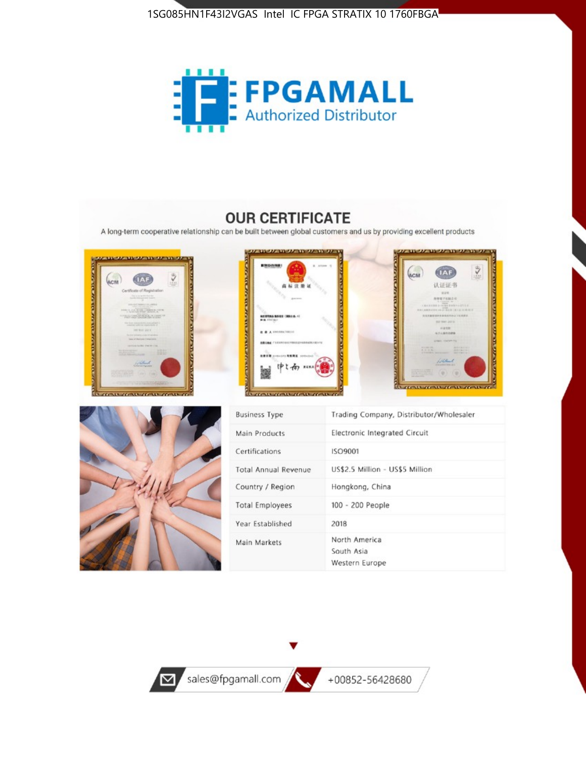FPGAMALL

Authorized Distributor

## OUR CERTIFICATE

A long-term cooperative relationship can be built between global customers and us by providing excellent products

| | |
|---|---|
| Business Type | Trading Company, Distributor/Wholesaler |
| Main Products | Electronic Integrated Circuit |
| Certifications | ISO9001 |
| Total Annual Revenue | US$2.5 Million - US$5 Million |
| Country / Region | Hongkong, China |
| Total Employees | 100 - 200 People |
| Year Established | 2018 |
| Main Markets | North America<br>South Asia<br>Western Europe |

sales@fpgamall.com

+00852-56428680